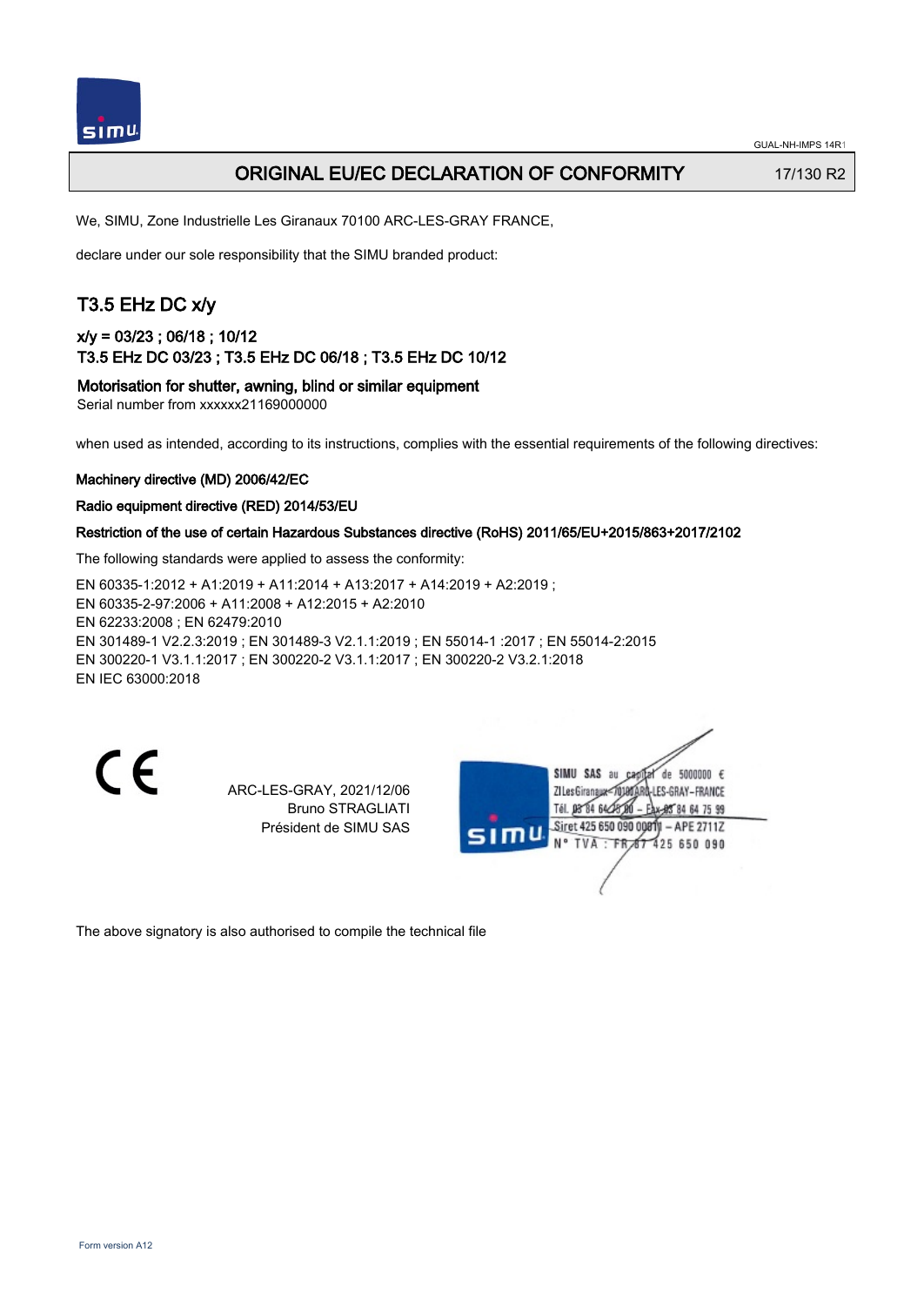# ORIGINAL EU/EC DECLARATION OF CONFORMITY

17/130 R2

We, SIMU, Zone Industrielle Les Giranaux 70100 ARC-LES-GRAY FRANCE,

declare under our sole responsibility that the SIMU branded product:

## T3.5 EHz DC x/y

### x/y = 03/23 ; 06/18 ; 10/12
### T3.5 EHz DC 03/23 ; T3.5 EHz DC 06/18 ; T3.5 EHz DC 10/12

### Motorisation for shutter, awning, blind or similar equipment

Serial number from xxxxxx21169000000

when used as intended, according to its instructions, complies with the essential requirements of the following directives:

**Machinery directive (MD) 2006/42/EC**

**Radio equipment directive (RED) 2014/53/EU**

**Restriction of the use of certain Hazardous Substances directive (RoHS) 2011/65/EU+2015/863+2017/2102**

The following standards were applied to assess the conformity:

EN 60335-1:2012 + A1:2019 + A11:2014 + A13:2017 + A14:2019 + A2:2019 ;
EN 60335-2-97:2006 + A11:2008 + A12:2015 + A2:2010
EN 62233:2008 ; EN 62479:2010
EN 301489-1 V2.2.3:2019 ; EN 301489-3 V2.1.1:2019 ; EN 55014-1 :2017 ; EN 55014-2:2015
EN 300220-1 V3.1.1:2017 ; EN 300220-2 V3.1.1:2017 ; EN 300220-2 V3.2.1:2018
EN IEC 63000:2018

CE

ARC-LES-GRAY, 2021/12/06
Bruno STRAGLIATI
Président de SIMU SAS

SIMU SAS au capital de 5000000 €
ZI Les Giranaux 70100 ARC-LES-GRAY–FRANCE
Tél. 03 84 64 75 00 – Fax 03 84 64 75 99
Siret 425 650 090 00011 – APE 2711Z
N° TVA : FR 87 425 650 090

The above signatory is also authorised to compile the technical file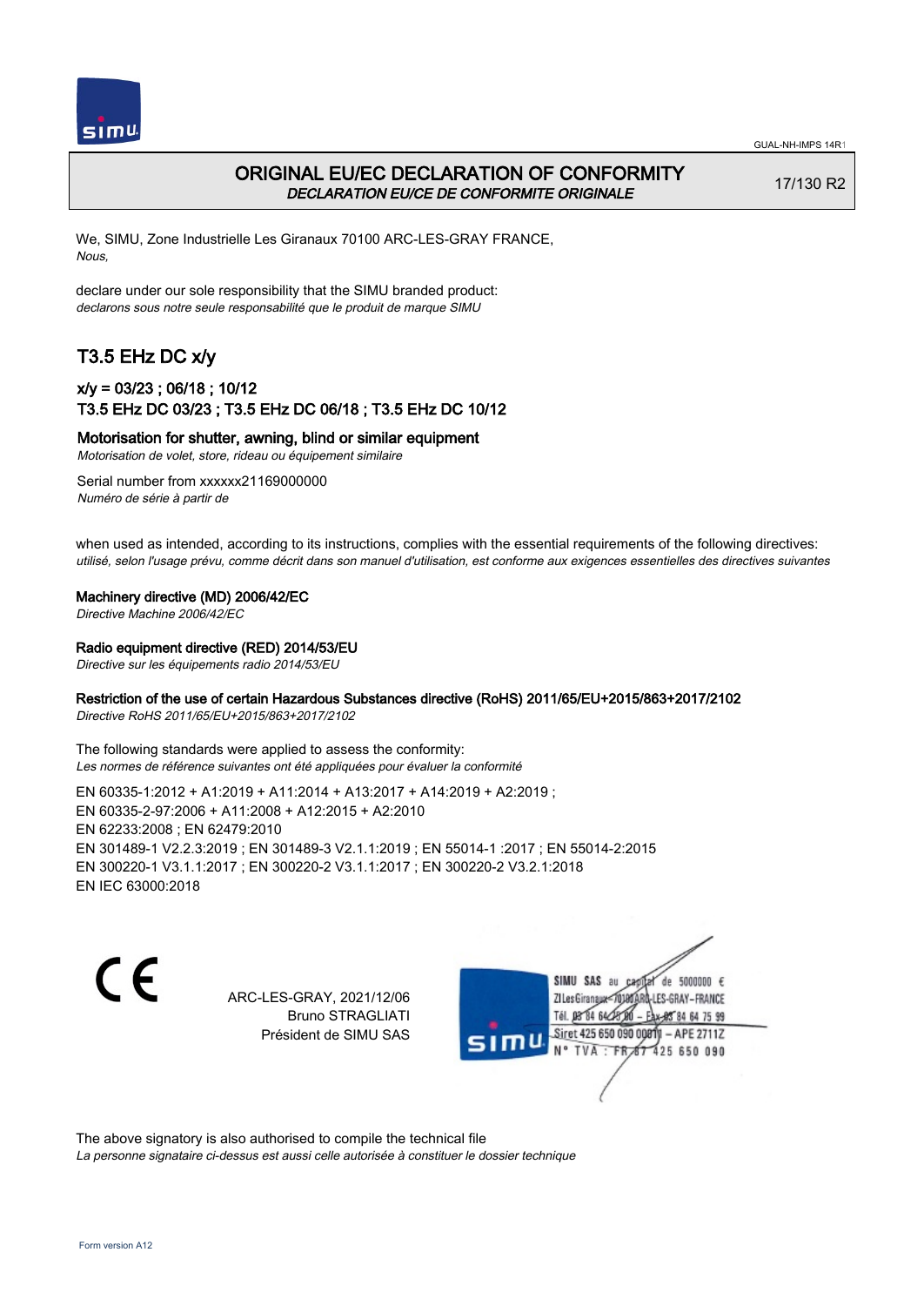# ORIGINAL EU/EC DECLARATION OF CONFORMITY

*DECLARATION EU/CE DE CONFORMITE ORIGINALE*

17/130 R2

We, SIMU, Zone Industrielle Les Giranaux 70100 ARC-LES-GRAY FRANCE,
*Nous,*

declare under our sole responsibility that the SIMU branded product:
*declarons sous notre seule responsabilité que le produit de marque SIMU*

## T3.5 EHz DC x/y

### x/y = 03/23 ; 06/18 ; 10/12
### T3.5 EHz DC 03/23 ; T3.5 EHz DC 06/18 ; T3.5 EHz DC 10/12

**Motorisation for shutter, awning, blind or similar equipment**
*Motorisation de volet, store, rideau ou équipement similaire*

Serial number from xxxxxx21169000000
*Numéro de série à partir de*

when used as intended, according to its instructions, complies with the essential requirements of the following directives:
*utilisé, selon l'usage prévu, comme décrit dans son manuel d'utilisation, est conforme aux exigences essentielles des directives suivantes*

**Machinery directive (MD) 2006/42/EC**
*Directive Machine 2006/42/EC*

**Radio equipment directive (RED) 2014/53/EU**
*Directive sur les équipements radio 2014/53/EU*

**Restriction of the use of certain Hazardous Substances directive (RoHS) 2011/65/EU+2015/863+2017/2102**
*Directive RoHS 2011/65/EU+2015/863+2017/2102*

The following standards were applied to assess the conformity:
*Les normes de référence suivantes ont été appliquées pour évaluer la conformité*

EN 60335-1:2012 + A1:2019 + A11:2014 + A13:2017 + A14:2019 + A2:2019 ;
EN 60335-2-97:2006 + A11:2008 + A12:2015 + A2:2010
EN 62233:2008 ; EN 62479:2010
EN 301489-1 V2.2.3:2019 ; EN 301489-3 V2.1.1:2019 ; EN 55014-1 :2017 ; EN 55014-2:2015
EN 300220-1 V3.1.1:2017 ; EN 300220-2 V3.1.1:2017 ; EN 300220-2 V3.2.1:2018
EN IEC 63000:2018

CE

ARC-LES-GRAY, 2021/12/06
Bruno STRAGLIATI
Président de SIMU SAS

SIMU SAS au capital de 5000000 €
ZI Les Giranaux 70100 ARC-LES-GRAY–FRANCE
Tél. 03 84 64 75 00 – Fax 03 84 64 75 99
Siret 425 650 090 00011 – APE 2711Z
N° TVA : FR 87 425 650 090

The above signatory is also authorised to compile the technical file
*La personne signataire ci-dessus est aussi celle autorisée à constituer le dossier technique*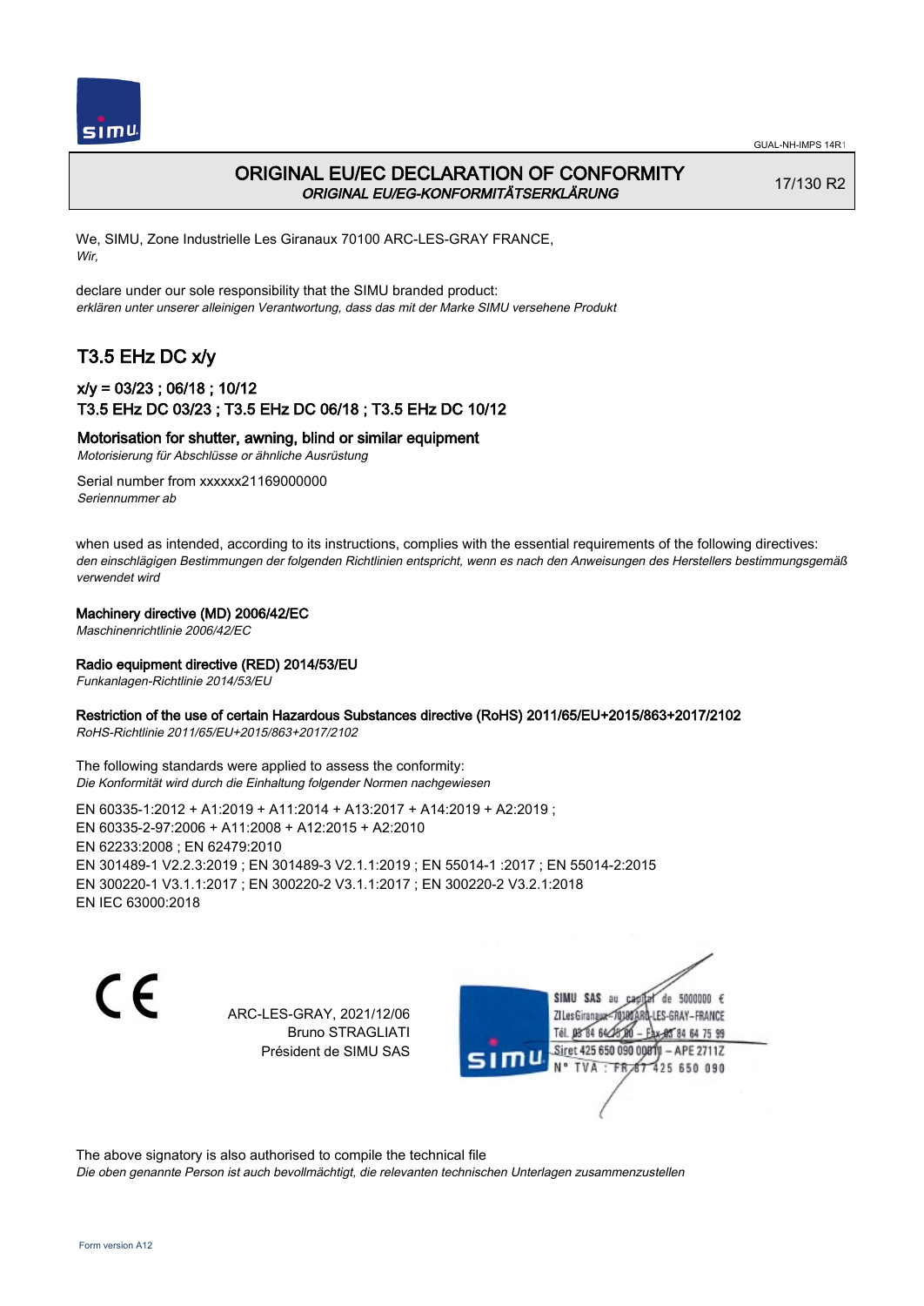# ORIGINAL EU/EC DECLARATION OF CONFORMITY

*ORIGINAL EU/EG-KONFORMITÄTSERKLÄRUNG*

17/130 R2

We, SIMU, Zone Industrielle Les Giranaux 70100 ARC-LES-GRAY FRANCE,
*Wir,*

declare under our sole responsibility that the SIMU branded product:
*erklären unter unserer alleinigen Verantwortung, dass das mit der Marke SIMU versehene Produkt*

## T3.5 EHz DC x/y

### x/y = 03/23 ; 06/18 ; 10/12
### T3.5 EHz DC 03/23 ; T3.5 EHz DC 06/18 ; T3.5 EHz DC 10/12

**Motorisation for shutter, awning, blind or similar equipment**
*Motorisierung für Abschlüsse or ähnliche Ausrüstung*

Serial number from xxxxxx21169000000
*Seriennummer ab*

when used as intended, according to its instructions, complies with the essential requirements of the following directives:
*den einschlägigen Bestimmungen der folgenden Richtlinien entspricht, wenn es nach den Anweisungen des Herstellers bestimmungsgemäß verwendet wird*

**Machinery directive (MD) 2006/42/EC**
*Maschinenrichtlinie 2006/42/EC*

**Radio equipment directive (RED) 2014/53/EU**
*Funkanlagen-Richtlinie 2014/53/EU*

**Restriction of the use of certain Hazardous Substances directive (RoHS) 2011/65/EU+2015/863+2017/2102**
*RoHS-Richtlinie 2011/65/EU+2015/863+2017/2102*

The following standards were applied to assess the conformity:
*Die Konformität wird durch die Einhaltung folgender Normen nachgewiesen*

EN 60335-1:2012 + A1:2019 + A11:2014 + A13:2017 + A14:2019 + A2:2019 ;
EN 60335-2-97:2006 + A11:2008 + A12:2015 + A2:2010
EN 62233:2008 ; EN 62479:2010
EN 301489-1 V2.2.3:2019 ; EN 301489-3 V2.1.1:2019 ; EN 55014-1 :2017 ; EN 55014-2:2015
EN 300220-1 V3.1.1:2017 ; EN 300220-2 V3.1.1:2017 ; EN 300220-2 V3.2.1:2018
EN IEC 63000:2018

ARC-LES-GRAY, 2021/12/06
Bruno STRAGLIATI
Président de SIMU SAS

SIMU SAS au capital de 5000000 €
ZI Les Giranaux 70100 ARC-LES-GRAY-FRANCE
Tél. 03 84 64 75 00 – Fax 03 84 64 75 99
Siret 425 650 090 00011 – APE 2711Z
N° TVA : FR 87 425 650 090

The above signatory is also authorised to compile the technical file
*Die oben genannte Person ist auch bevollmächtigt, die relevanten technischen Unterlagen zusammenzustellen*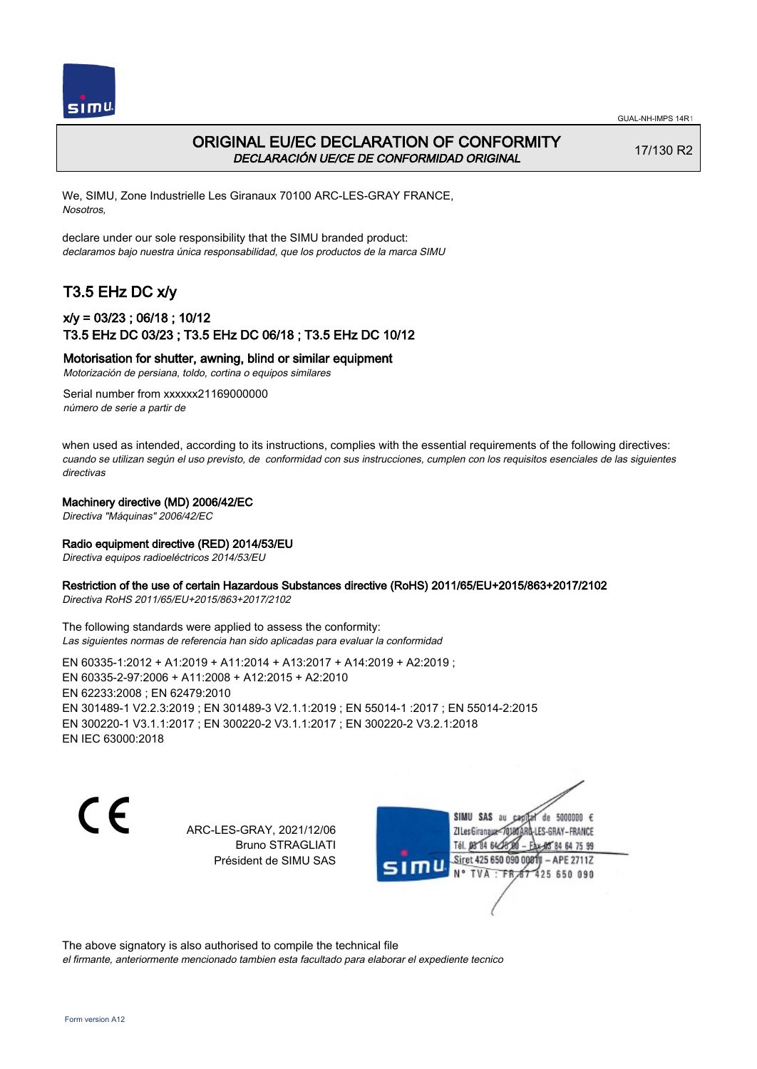# ORIGINAL EU/EC DECLARATION OF CONFORMITY
*DECLARACIÓN UE/CE DE CONFORMIDAD ORIGINAL*

17/130 R2

We, SIMU, Zone Industrielle Les Giranaux 70100 ARC-LES-GRAY FRANCE,
*Nosotros,*

declare under our sole responsibility that the SIMU branded product:
*declaramos bajo nuestra única responsabilidad, que los productos de la marca SIMU*

## T3.5 EHz DC x/y

### x/y = 03/23 ; 06/18 ; 10/12
### T3.5 EHz DC 03/23 ; T3.5 EHz DC 06/18 ; T3.5 EHz DC 10/12

**Motorisation for shutter, awning, blind or similar equipment**
*Motorización de persiana, toldo, cortina o equipos similares*

Serial number from xxxxxx21169000000
*número de serie a partir de*

when used as intended, according to its instructions, complies with the essential requirements of the following directives:
*cuando se utilizan según el uso previsto, de conformidad con sus instrucciones, cumplen con los requisitos esenciales de las siguientes directivas*

**Machinery directive (MD) 2006/42/EC**
*Directiva "Máquinas" 2006/42/EC*

**Radio equipment directive (RED) 2014/53/EU**
*Directiva equipos radioeléctricos 2014/53/EU*

**Restriction of the use of certain Hazardous Substances directive (RoHS) 2011/65/EU+2015/863+2017/2102**
*Directiva RoHS 2011/65/EU+2015/863+2017/2102*

The following standards were applied to assess the conformity:
*Las siguientes normas de referencia han sido aplicadas para evaluar la conformidad*

EN 60335-1:2012 + A1:2019 + A11:2014 + A13:2017 + A14:2019 + A2:2019 ;
EN 60335-2-97:2006 + A11:2008 + A12:2015 + A2:2010
EN 62233:2008 ; EN 62479:2010
EN 301489-1 V2.2.3:2019 ; EN 301489-3 V2.1.1:2019 ; EN 55014-1 :2017 ; EN 55014-2:2015
EN 300220-1 V3.1.1:2017 ; EN 300220-2 V3.1.1:2017 ; EN 300220-2 V3.2.1:2018
EN IEC 63000:2018

ARC-LES-GRAY, 2021/12/06
Bruno STRAGLIATI
Président de SIMU SAS

SIMU SAS au capital de 5000000 €
ZI Les Giranaux 70100 ARC-LES-GRAY-FRANCE
Tél. 03 84 64 78 00 – Fax 03 84 64 75 99
Siret 425 650 090 00011 – APE 2711Z
N° TVA : FR 87 425 650 090

The above signatory is also authorised to compile the technical file
*el firmante, anteriormente mencionado tambien esta facultado para elaborar el expediente tecnico*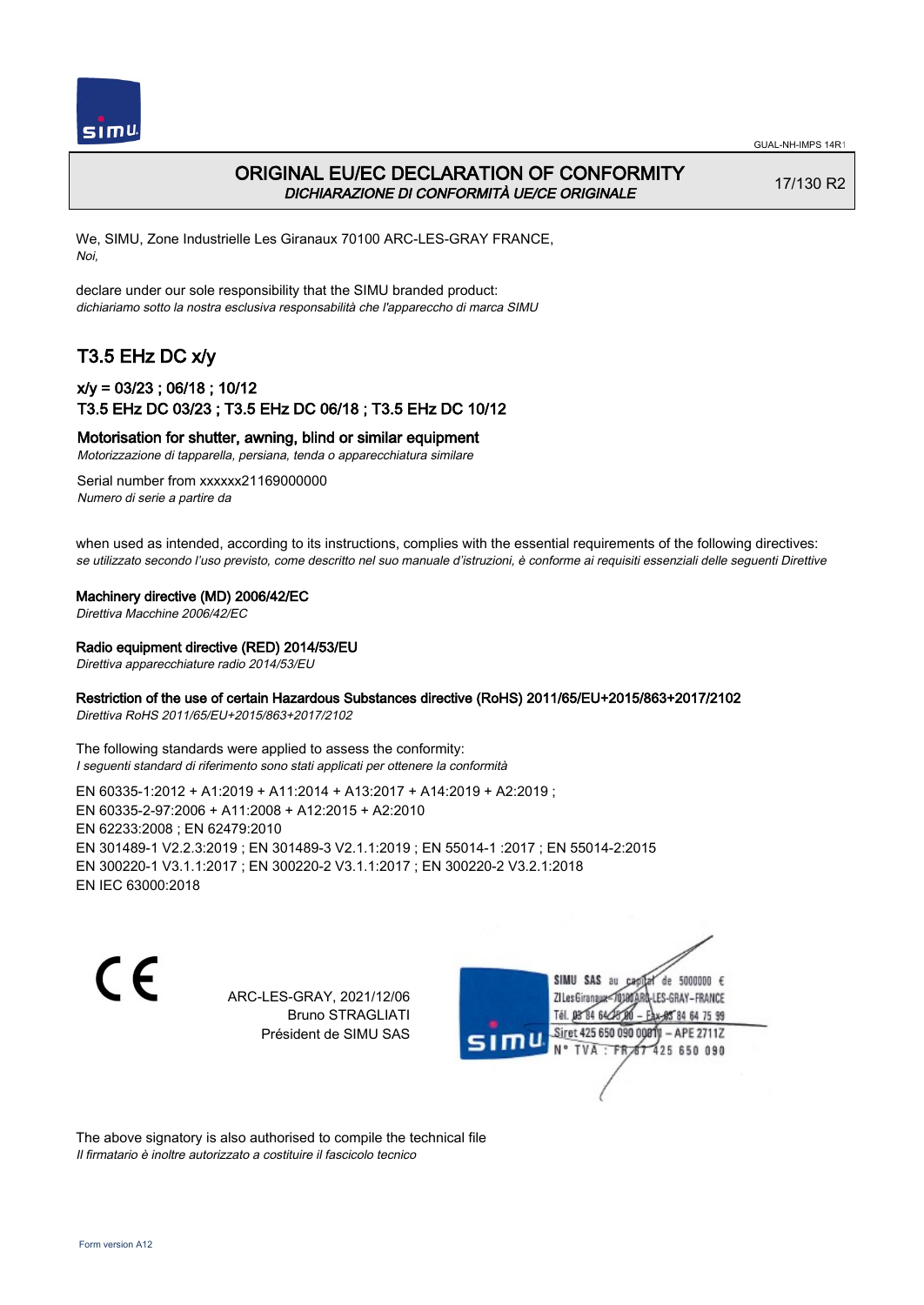# ORIGINAL EU/EC DECLARATION OF CONFORMITY
*DICHIARAZIONE DI CONFORMITÀ UE/CE ORIGINALE*

17/130 R2

We, SIMU, Zone Industrielle Les Giranaux 70100 ARC-LES-GRAY FRANCE,
*Noi,*

declare under our sole responsibility that the SIMU branded product:
*dichiariamo sotto la nostra esclusiva responsabilità che l'apparecchio di marca SIMU*

## T3.5 EHz DC x/y

### x/y = 03/23 ; 06/18 ; 10/12
### T3.5 EHz DC 03/23 ; T3.5 EHz DC 06/18 ; T3.5 EHz DC 10/12

**Motorisation for shutter, awning, blind or similar equipment**
*Motorizzazione di tapparella, persiana, tenda o apparecchiatura similare*

Serial number from xxxxxx21169000000
*Numero di serie a partire da*

when used as intended, according to its instructions, complies with the essential requirements of the following directives:
*se utilizzato secondo l'uso previsto, come descritto nel suo manuale d'istruzioni, è conforme ai requisiti essenziali delle seguenti Direttive*

**Machinery directive (MD) 2006/42/EC**
*Direttiva Macchine 2006/42/EC*

**Radio equipment directive (RED) 2014/53/EU**
*Direttiva apparecchiature radio 2014/53/EU*

**Restriction of the use of certain Hazardous Substances directive (RoHS) 2011/65/EU+2015/863+2017/2102**
*Direttiva RoHS 2011/65/EU+2015/863+2017/2102*

The following standards were applied to assess the conformity:
*I seguenti standard di riferimento sono stati applicati per ottenere la conformità*

EN 60335-1:2012 + A1:2019 + A11:2014 + A13:2017 + A14:2019 + A2:2019 ;
EN 60335-2-97:2006 + A11:2008 + A12:2015 + A2:2010
EN 62233:2008 ; EN 62479:2010
EN 301489-1 V2.2.3:2019 ; EN 301489-3 V2.1.1:2019 ; EN 55014-1 :2017 ; EN 55014-2:2015
EN 300220-1 V3.1.1:2017 ; EN 300220-2 V3.1.1:2017 ; EN 300220-2 V3.2.1:2018
EN IEC 63000:2018

CE

ARC-LES-GRAY, 2021/12/06
Bruno STRAGLIATI
Président de SIMU SAS

SIMU SAS au capital de 5000000 €
ZI Les Giranaux 70100 ARC-LES-GRAY – FRANCE
Tél. 03 84 64 75 00 – Fax 03 84 64 75 99
Siret 425 650 090 00011 – APE 2711Z
N° TVA : FR 67 425 650 090

The above signatory is also authorised to compile the technical file
*Il firmatario è inoltre autorizzato a costituire il fascicolo tecnico*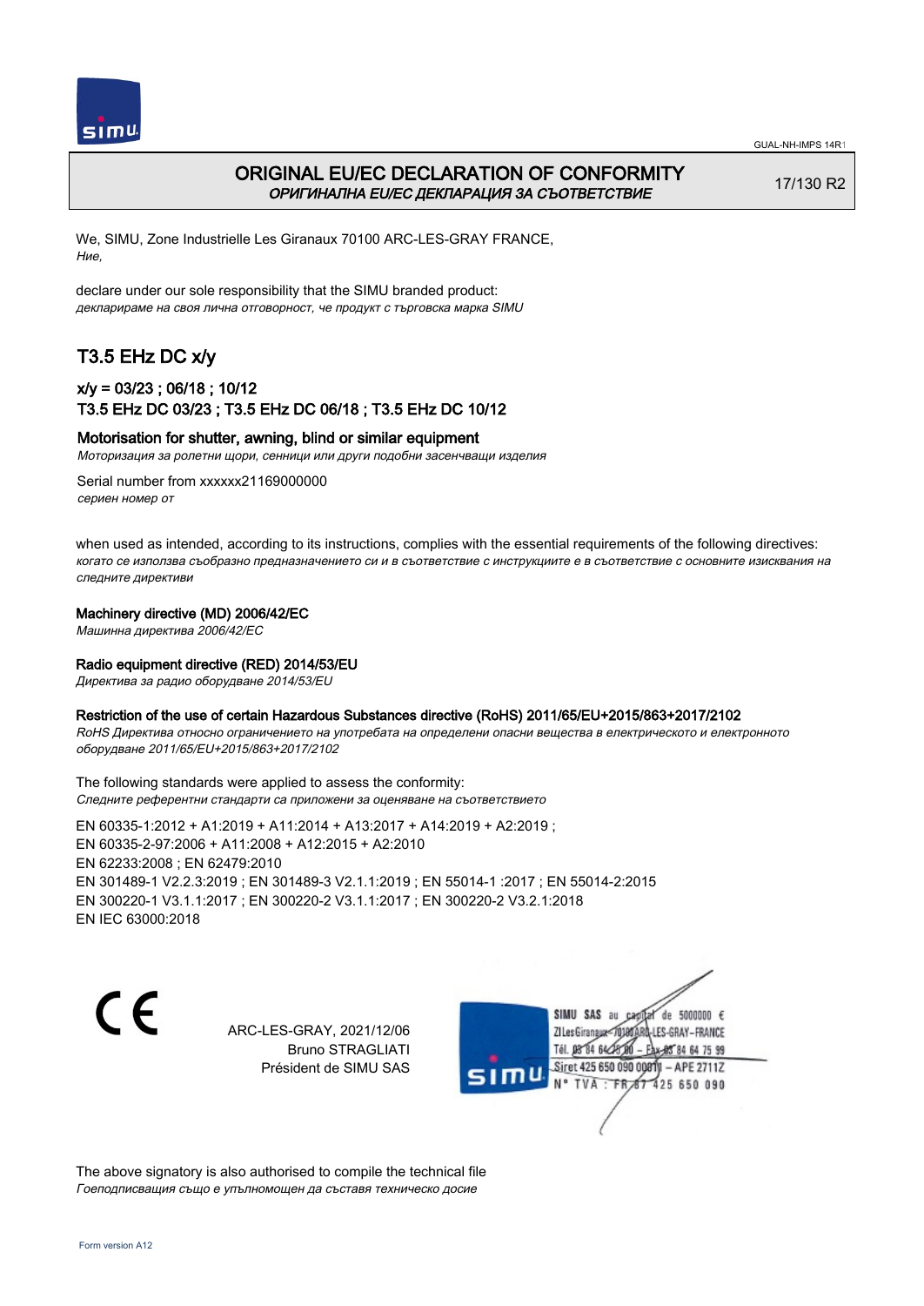# ORIGINAL EU/EC DECLARATION OF CONFORMITY

*ОРИГИНАЛНА EU/EC ДЕКЛАРАЦИЯ ЗА СЪОТВЕТСТВИЕ*

17/130 R2

We, SIMU, Zone Industrielle Les Giranaux 70100 ARC-LES-GRAY FRANCE,
*Ние,*

declare under our sole responsibility that the SIMU branded product:
*декларираме на своя лична отговорност, че продукт с търговска марка SIMU*

## T3.5 EHz DC x/y

### x/y = 03/23 ; 06/18 ; 10/12
### T3.5 EHz DC 03/23 ; T3.5 EHz DC 06/18 ; T3.5 EHz DC 10/12

**Motorisation for shutter, awning, blind or similar equipment**
*Моторизация за ролетни щори, сенници или други подобни засенчващи изделия*

Serial number from xxxxxx21169000000
*сериен номер от*

when used as intended, according to its instructions, complies with the essential requirements of the following directives:
*когато се използва съобразно предназначението си и в съответствие с инструкциите е в съответствие с основните изисквания на следните директиви*

**Machinery directive (MD) 2006/42/EC**
*Машинна директива 2006/42/EC*

**Radio equipment directive (RED) 2014/53/EU**
*Директива за радио оборудване 2014/53/EU*

**Restriction of the use of certain Hazardous Substances directive (RoHS) 2011/65/EU+2015/863+2017/2102**
*RoHS Директива относно ограничението на употребата на определени опасни вещества в електрическото и електронното оборудване 2011/65/EU+2015/863+2017/2102*

The following standards were applied to assess the conformity:
*Следните референтни стандарти са приложени за оценяване на съответствието*

EN 60335-1:2012 + A1:2019 + A11:2014 + A13:2017 + A14:2019 + A2:2019 ;
EN 60335-2-97:2006 + A11:2008 + A12:2015 + A2:2010
EN 62233:2008 ; EN 62479:2010
EN 301489-1 V2.2.3:2019 ; EN 301489-3 V2.1.1:2019 ; EN 55014-1 :2017 ; EN 55014-2:2015
EN 300220-1 V3.1.1:2017 ; EN 300220-2 V3.1.1:2017 ; EN 300220-2 V3.2.1:2018
EN IEC 63000:2018

CE

ARC-LES-GRAY, 2021/12/06
Bruno STRAGLIATI
Président de SIMU SAS

SIMU SAS au capital de 5000000 €
ZI Les Giranaux 70100 ARC-LES-GRAY-FRANCE
Tél. 03 84 64 75 00 – Fax 03 84 64 75 99
Siret 425 650 090 00011 – APE 2711Z
N° TVA : FR 87 425 650 090

The above signatory is also authorised to compile the technical file
*Гоеподписващия също е упълномощен да съставя техническо досие*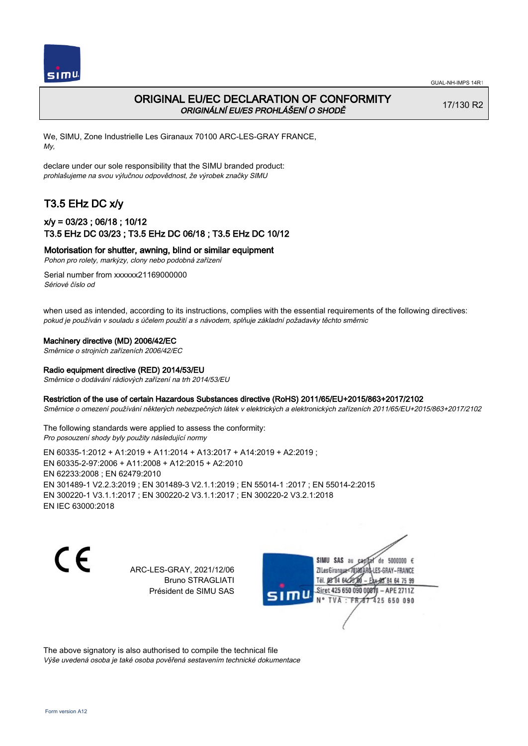# ORIGINAL EU/EC DECLARATION OF CONFORMITY

*ORIGINÁLNÍ EU/ES PROHLÁŠENÍ O SHODĚ*

17/130 R2

We, SIMU, Zone Industrielle Les Giranaux 70100 ARC-LES-GRAY FRANCE,
*My,*

declare under our sole responsibility that the SIMU branded product:
*prohlašujeme na svou výlučnou odpovědnost, že výrobek značky SIMU*

## T3.5 EHz DC x/y

### x/y = 03/23 ; 06/18 ; 10/12
### T3.5 EHz DC 03/23 ; T3.5 EHz DC 06/18 ; T3.5 EHz DC 10/12

**Motorisation for shutter, awning, blind or similar equipment**
*Pohon pro rolety, markýzy, clony nebo podobná zařízení*

Serial number from xxxxxx21169000000
*Sériové číslo od*

when used as intended, according to its instructions, complies with the essential requirements of the following directives:
*pokud je používán v souladu s účelem použití a s návodem, splňuje základní požadavky těchto směrnic*

**Machinery directive (MD) 2006/42/EC**
*Směrnice o strojních zařízeních 2006/42/EC*

**Radio equipment directive (RED) 2014/53/EU**
*Směrnice o dodávání rádiových zařízení na trh 2014/53/EU*

**Restriction of the use of certain Hazardous Substances directive (RoHS) 2011/65/EU+2015/863+2017/2102**
*Směrnice o omezení používání některých nebezpečných látek v elektrických a elektronických zařízeních 2011/65/EU+2015/863+2017/2102*

The following standards were applied to assess the conformity:
*Pro posouzení shody byly použity následující normy*

EN 60335-1:2012 + A1:2019 + A11:2014 + A13:2017 + A14:2019 + A2:2019 ;
EN 60335-2-97:2006 + A11:2008 + A12:2015 + A2:2010
EN 62233:2008 ; EN 62479:2010
EN 301489-1 V2.2.3:2019 ; EN 301489-3 V2.1.1:2019 ; EN 55014-1 :2017 ; EN 55014-2:2015
EN 300220-1 V3.1.1:2017 ; EN 300220-2 V3.1.1:2017 ; EN 300220-2 V3.2.1:2018
EN IEC 63000:2018

ARC-LES-GRAY, 2021/12/06
Bruno STRAGLIATI
Président de SIMU SAS

SIMU SAS au capital de 5000000 €
ZI Les Giranaux 70100 ARC-LES-GRAY–FRANCE
Tél. 03 84 64 75 00 – Fax 03 84 64 75 99
Siret 425 650 090 00011 – APE 2711Z
N° TVA : FR 67 425 650 090

The above signatory is also authorised to compile the technical file
*Výše uvedená osoba je také osoba pověřená sestavením technické dokumentace*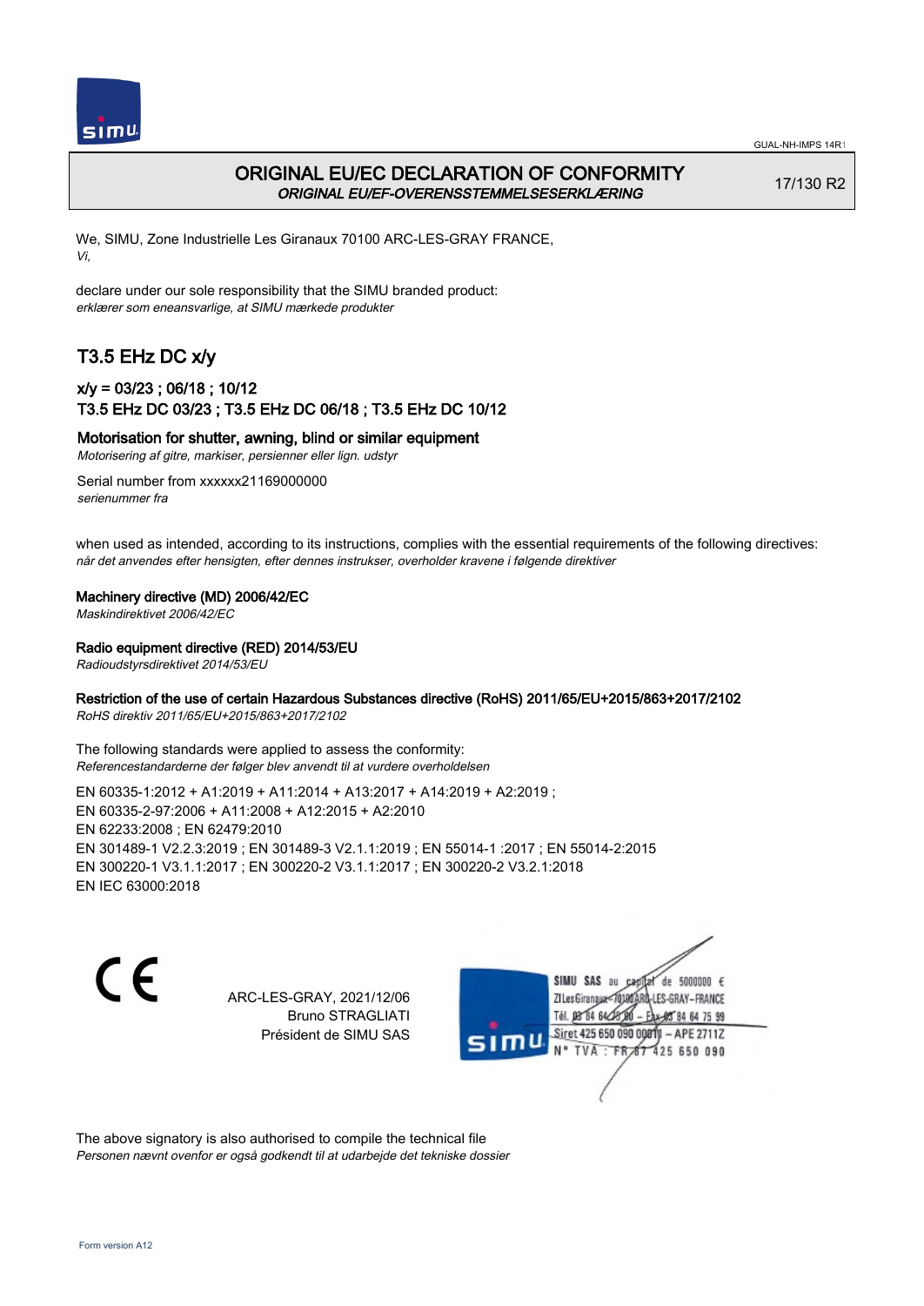# ORIGINAL EU/EC DECLARATION OF CONFORMITY

***ORIGINAL EU/EF-OVERENSSTEMMELSESERKLÆRING***

17/130 R2

We, SIMU, Zone Industrielle Les Giranaux 70100 ARC-LES-GRAY FRANCE,
*Vi,*

declare under our sole responsibility that the SIMU branded product:
*erklærer som eneansvarlige, at SIMU mærkede produkter*

## T3.5 EHz DC x/y

### x/y = 03/23 ; 06/18 ; 10/12
### T3.5 EHz DC 03/23 ; T3.5 EHz DC 06/18 ; T3.5 EHz DC 10/12

**Motorisation for shutter, awning, blind or similar equipment**
*Motorisering af gitre, markiser, persienner eller lign. udstyr*

Serial number from xxxxxx21169000000
*serienummer fra*

when used as intended, according to its instructions, complies with the essential requirements of the following directives:
*når det anvendes efter hensigten, efter dennes instrukser, overholder kravene i følgende direktiver*

**Machinery directive (MD) 2006/42/EC**
*Maskindirektivet 2006/42/EC*

**Radio equipment directive (RED) 2014/53/EU**
*Radioudstyrsdirektivet 2014/53/EU*

**Restriction of the use of certain Hazardous Substances directive (RoHS) 2011/65/EU+2015/863+2017/2102**
*RoHS direktiv 2011/65/EU+2015/863+2017/2102*

The following standards were applied to assess the conformity:
*Referencestandarderne der følger blev anvendt til at vurdere overholdelsen*

EN 60335-1:2012 + A1:2019 + A11:2014 + A13:2017 + A14:2019 + A2:2019 ;
EN 60335-2-97:2006 + A11:2008 + A12:2015 + A2:2010
EN 62233:2008 ; EN 62479:2010
EN 301489-1 V2.2.3:2019 ; EN 301489-3 V2.1.1:2019 ; EN 55014-1 :2017 ; EN 55014-2:2015
EN 300220-1 V3.1.1:2017 ; EN 300220-2 V3.1.1:2017 ; EN 300220-2 V3.2.1:2018
EN IEC 63000:2018

ARC-LES-GRAY, 2021/12/06
Bruno STRAGLIATI
Président de SIMU SAS

SIMU SAS au capital de 5000000 €
ZI Les Giranaux 70100 ARC-LES-GRAY-FRANCE
Tél. 03 84 64 75 00 – Fax 03 84 64 75 99
Siret 425 650 090 00011 – APE 2711Z
N° TVA : FR 67 425 650 090

The above signatory is also authorised to compile the technical file
*Personen nævnt ovenfor er også godkendt til at udarbejde det tekniske dossier*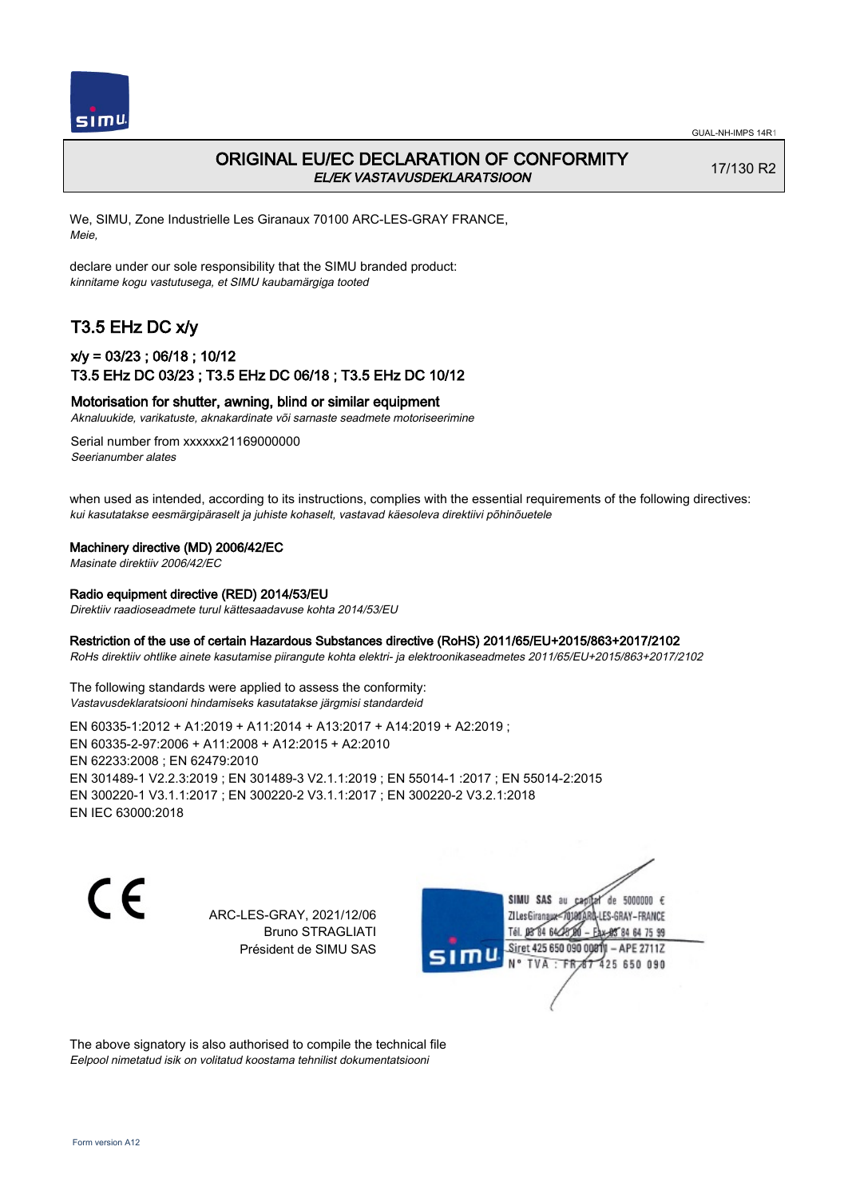# ORIGINAL EU/EC DECLARATION OF CONFORMITY

*EL/EK VASTAVUSDEKLARATSIOON*

17/130 R2

We, SIMU, Zone Industrielle Les Giranaux 70100 ARC-LES-GRAY FRANCE,
*Meie,*

declare under our sole responsibility that the SIMU branded product:
*kinnitame kogu vastutusega, et SIMU kaubamärgiga tooted*

## T3.5 EHz DC x/y

### x/y = 03/23 ; 06/18 ; 10/12
### T3.5 EHz DC 03/23 ; T3.5 EHz DC 06/18 ; T3.5 EHz DC 10/12

**Motorisation for shutter, awning, blind or similar equipment**
*Aknaluukide, varikatuste, aknakardinate või sarnaste seadmete motoriseerimine*

Serial number from xxxxxx21169000000
*Seerianumber alates*

when used as intended, according to its instructions, complies with the essential requirements of the following directives:
*kui kasutatakse eesmärgipäraselt ja juhiste kohaselt, vastavad käesoleva direktiivi põhinõuetele*

**Machinery directive (MD) 2006/42/EC**
*Masinate direktiiv 2006/42/EC*

**Radio equipment directive (RED) 2014/53/EU**
*Direktiiv raadioseadmete turul kättesaadavuse kohta 2014/53/EU*

**Restriction of the use of certain Hazardous Substances directive (RoHS) 2011/65/EU+2015/863+2017/2102**
*RoHs direktiiv ohtlike ainete kasutamise piirangute kohta elektri- ja elektroonikaseadmetes 2011/65/EU+2015/863+2017/2102*

The following standards were applied to assess the conformity:
*Vastavusdeklaratsiooni hindamiseks kasutatakse järgmisi standardeid*

EN 60335-1:2012 + A1:2019 + A11:2014 + A13:2017 + A14:2019 + A2:2019 ;
EN 60335-2-97:2006 + A11:2008 + A12:2015 + A2:2010
EN 62233:2008 ; EN 62479:2010
EN 301489-1 V2.2.3:2019 ; EN 301489-3 V2.1.1:2019 ; EN 55014-1 :2017 ; EN 55014-2:2015
EN 300220-1 V3.1.1:2017 ; EN 300220-2 V3.1.1:2017 ; EN 300220-2 V3.2.1:2018
EN IEC 63000:2018

ARC-LES-GRAY, 2021/12/06
Bruno STRAGLIATI
Président de SIMU SAS

SIMU SAS au capital de 5000000 €
ZI Les Giranaux 70100 ARC-LES-GRAY – FRANCE
Tél. 03 84 64 75 00 – Fax 03 84 64 75 99
Siret 425 650 090 00011 – APE 2711Z
N° TVA : FR 67 425 650 090

The above signatory is also authorised to compile the technical file
*Eelpool nimetatud isik on volitatud koostama tehnilist dokumentatsiooni*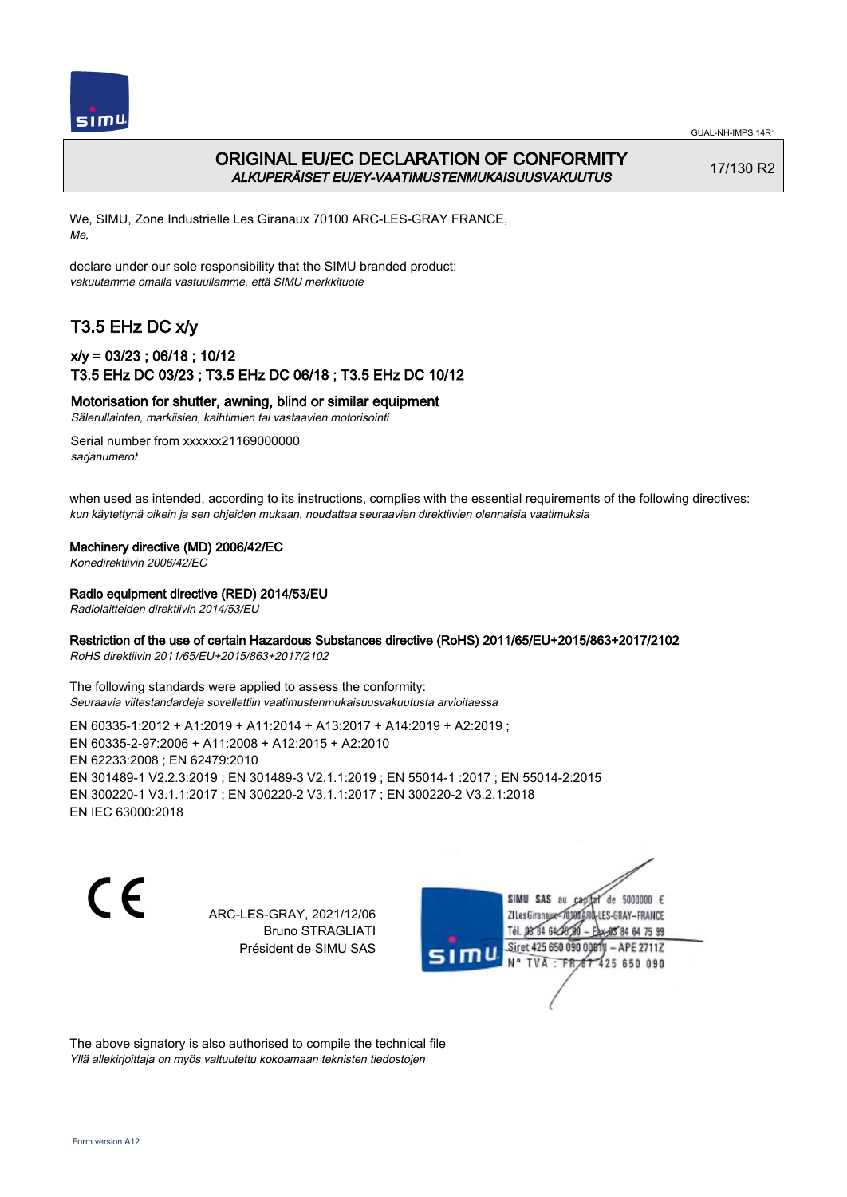# ORIGINAL EU/EC DECLARATION OF CONFORMITY
*ALKUPERÄISET EU/EY-VAATIMUSTENMUKAISUUSVAKUUTUS*

17/130 R2

We, SIMU, Zone Industrielle Les Giranaux 70100 ARC-LES-GRAY FRANCE,
*Me,*

declare under our sole responsibility that the SIMU branded product:
*vakuutamme omalla vastuullamme, että SIMU merkkituote*

## T3.5 EHz DC x/y

### x/y = 03/23 ; 06/18 ; 10/12
### T3.5 EHz DC 03/23 ; T3.5 EHz DC 06/18 ; T3.5 EHz DC 10/12

**Motorisation for shutter, awning, blind or similar equipment**
*Sälerullainten, markiisien, kaihtimien tai vastaavien motorisointi*

Serial number from xxxxxx21169000000
*sarjanumerot*

when used as intended, according to its instructions, complies with the essential requirements of the following directives:
*kun käytettynä oikein ja sen ohjeiden mukaan, noudattaa seuraavien direktiivien olennaisia vaatimuksia*

**Machinery directive (MD) 2006/42/EC**
*Konedirektiivin 2006/42/EC*

**Radio equipment directive (RED) 2014/53/EU**
*Radiolaitteiden direktiivin 2014/53/EU*

**Restriction of the use of certain Hazardous Substances directive (RoHS) 2011/65/EU+2015/863+2017/2102**
*RoHS direktiivin 2011/65/EU+2015/863+2017/2102*

The following standards were applied to assess the conformity:
*Seuraavia viitestandardeja sovellettiin vaatimustenmukaisuusvakuutusta arvioitaessa*

EN 60335-1:2012 + A1:2019 + A11:2014 + A13:2017 + A14:2019 + A2:2019 ;
EN 60335-2-97:2006 + A11:2008 + A12:2015 + A2:2010
EN 62233:2008 ; EN 62479:2010
EN 301489-1 V2.2.3:2019 ; EN 301489-3 V2.1.1:2019 ; EN 55014-1 :2017 ; EN 55014-2:2015
EN 300220-1 V3.1.1:2017 ; EN 300220-2 V3.1.1:2017 ; EN 300220-2 V3.2.1:2018
EN IEC 63000:2018

ARC-LES-GRAY, 2021/12/06
Bruno STRAGLIATI
Président de SIMU SAS

SIMU SAS au capital de 5000000 €
ZI Les Giranaux 70100 ARC-LES-GRAY-FRANCE
Tél. 03 84 64 75 00 – Fax 03 84 64 75 99
Siret 425 650 090 00011 – APE 2711Z
N° TVA : FR 87 425 650 090

The above signatory is also authorised to compile the technical file
*Yllä allekirjoittaja on myös valtuutettu kokoamaan teknisten tiedostojen*

Form version A12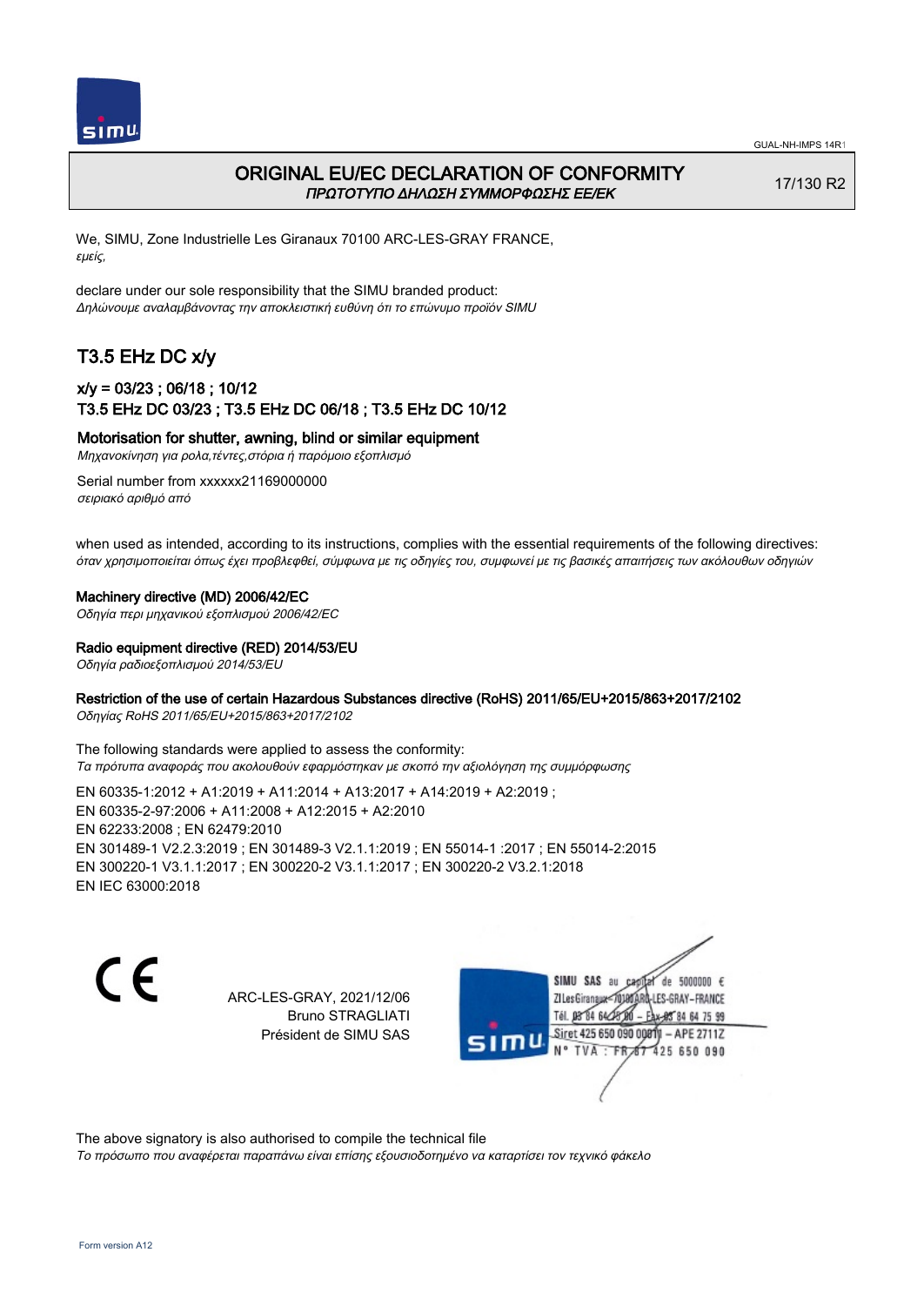# ORIGINAL EU/EC DECLARATION OF CONFORMITY
*ΠΡΩΤΟΤΥΠΟ ΔΗΛΩΣΗ ΣΥΜΜΟΡΦΩΣΗΣ ΕΕ/ΕΚ*

17/130 R2

We, SIMU, Zone Industrielle Les Giranaux 70100 ARC-LES-GRAY FRANCE,
*εμείς,*

declare under our sole responsibility that the SIMU branded product:
*Δηλώνουμε αναλαμβάνοντας την αποκλειστική ευθύνη ότι το επώνυμο προϊόν SIMU*

## T3.5 EHz DC x/y

### x/y = 03/23 ; 06/18 ; 10/12
### T3.5 EHz DC 03/23 ; T3.5 EHz DC 06/18 ; T3.5 EHz DC 10/12

**Motorisation for shutter, awning, blind or similar equipment**
*Μηχανοκίνηση για ρολα,τέντες,στόρια ή παρόμοιο εξοπλισμό*

Serial number from xxxxxx21169000000
*σειριακό αριθμό από*

when used as intended, according to its instructions, complies with the essential requirements of the following directives:
*όταν χρησιμοποιείται όπως έχει προβλεφθεί, σύμφωνα με τις οδηγίες του, συμφωνεί με τις βασικές απαιτήσεις των ακόλουθων οδηγιών*

**Machinery directive (MD) 2006/42/EC**
*Οδηγία περι μηχανικού εξοπλισμού 2006/42/EC*

**Radio equipment directive (RED) 2014/53/EU**
*Οδηγία ραδιοεξοπλισμού 2014/53/EU*

**Restriction of the use of certain Hazardous Substances directive (RoHS) 2011/65/EU+2015/863+2017/2102**
*Οδηγίας RoHS 2011/65/EU+2015/863+2017/2102*

The following standards were applied to assess the conformity:
*Τα πρότυπα αναφοράς που ακολουθούν εφαρμόστηκαν με σκοπό την αξιολόγηση της συμμόρφωσης*

EN 60335-1:2012 + A1:2019 + A11:2014 + A13:2017 + A14:2019 + A2:2019 ;
EN 60335-2-97:2006 + A11:2008 + A12:2015 + A2:2010
EN 62233:2008 ; EN 62479:2010
EN 301489-1 V2.2.3:2019 ; EN 301489-3 V2.1.1:2019 ; EN 55014-1 :2017 ; EN 55014-2:2015
EN 300220-1 V3.1.1:2017 ; EN 300220-2 V3.1.1:2017 ; EN 300220-2 V3.2.1:2018
EN IEC 63000:2018

CE

ARC-LES-GRAY, 2021/12/06
Bruno STRAGLIATI
Président de SIMU SAS

SIMU SAS au capital de 5000000 €
ZI Les Giranaux 70100 ARC-LES-GRAY-FRANCE
Tél. 03 84 64 75 00 – Fax 03 84 64 75 99
Siret 425 650 090 00011 – APE 2711Z
N° TVA : FR 87 425 650 090

The above signatory is also authorised to compile the technical file
*Το πρόσωπο που αναφέρεται παραπάνω είναι επίσης εξουσιοδοτημένο να καρτίσει τον τεχνικό φάκελο*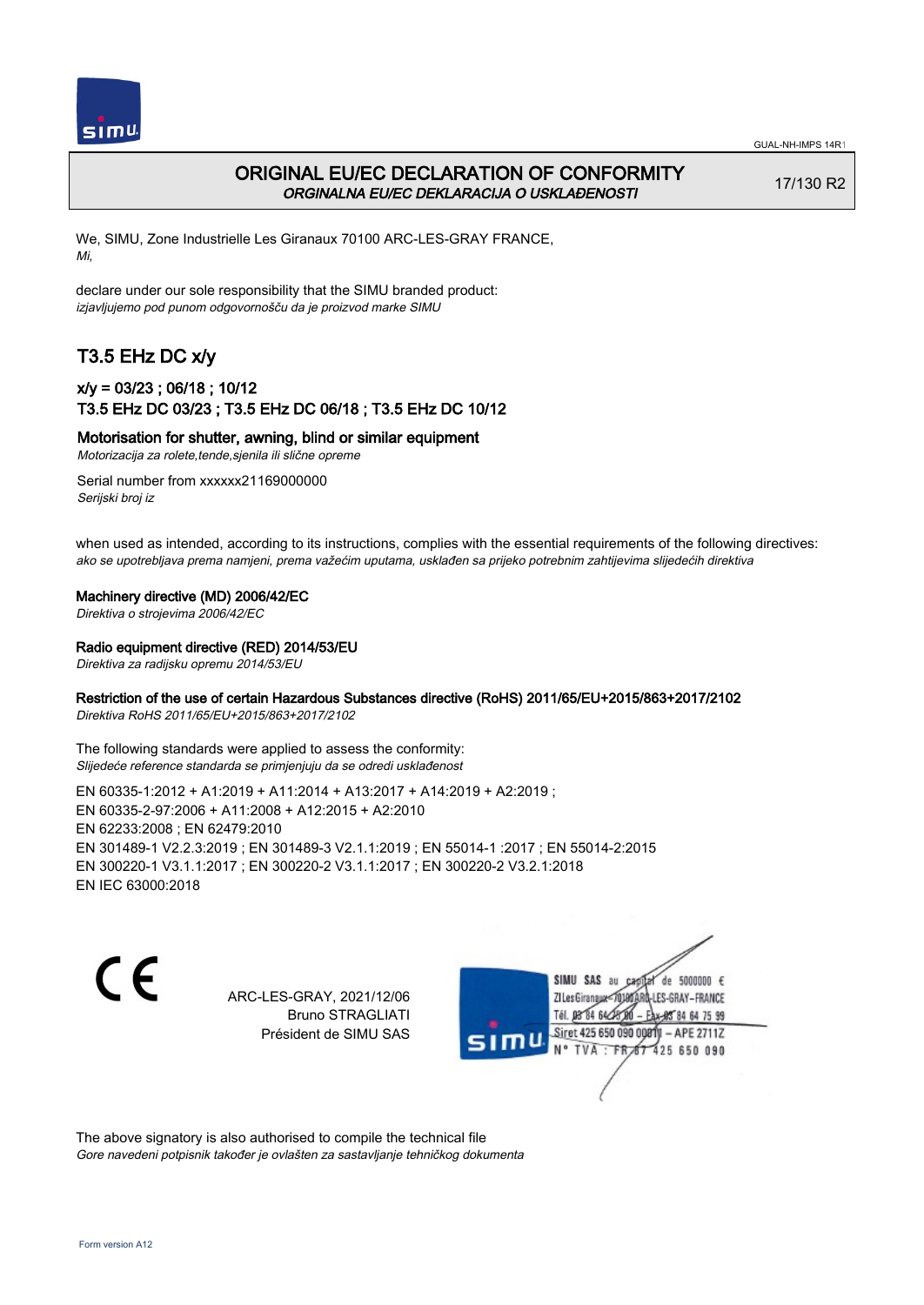# ORIGINAL EU/EC DECLARATION OF CONFORMITY

*ORGINALNA EU/EC DEKLARACIJA O USKLAĐENOSTI*

17/130 R2

We, SIMU, Zone Industrielle Les Giranaux 70100 ARC-LES-GRAY FRANCE,
*Mi,*

declare under our sole responsibility that the SIMU branded product:
*izjavljujemo pod punom odgovornošču da je proizvod marke SIMU*

## T3.5 EHz DC x/y

### x/y = 03/23 ; 06/18 ; 10/12
### T3.5 EHz DC 03/23 ; T3.5 EHz DC 06/18 ; T3.5 EHz DC 10/12

**Motorisation for shutter, awning, blind or similar equipment**
*Motorizacija za rolete,tende,sjenila ili slične opreme*

Serial number from xxxxxx21169000000
*Serijski broj iz*

when used as intended, according to its instructions, complies with the essential requirements of the following directives:
*ako se upotrebljava prema namjeni, prema važećim uputama, usklađen sa prijeko potrebnim zahtijevima slijedećih direktiva*

**Machinery directive (MD) 2006/42/EC**
*Direktiva o strojevima 2006/42/EC*

**Radio equipment directive (RED) 2014/53/EU**
*Direktiva za radijsku opremu 2014/53/EU*

**Restriction of the use of certain Hazardous Substances directive (RoHS) 2011/65/EU+2015/863+2017/2102**
*Direktiva RoHS 2011/65/EU+2015/863+2017/2102*

The following standards were applied to assess the conformity:
*Slijedeće reference standarda se primjenjuju da se odredi usklađenost*

EN 60335-1:2012 + A1:2019 + A11:2014 + A13:2017 + A14:2019 + A2:2019 ;
EN 60335-2-97:2006 + A11:2008 + A12:2015 + A2:2010
EN 62233:2008 ; EN 62479:2010
EN 301489-1 V2.2.3:2019 ; EN 301489-3 V2.1.1:2019 ; EN 55014-1 :2017 ; EN 55014-2:2015
EN 300220-1 V3.1.1:2017 ; EN 300220-2 V3.1.1:2017 ; EN 300220-2 V3.2.1:2018
EN IEC 63000:2018

CE

ARC-LES-GRAY, 2021/12/06
Bruno STRAGLIATI
Président de SIMU SAS

SIMU SAS au capital de 5000000 €
ZI Les Giranaux 70100 ARC-LES-GRAY-FRANCE
Tél. 03 84 64 75 00 – Fax 03 84 64 75 99
Siret 425 650 090 00011 – APE 2711Z
N° TVA : FR 67 425 650 090

The above signatory is also authorised to compile the technical file
*Gore navedeni potpisnik također je ovlašten za sastavljanje tehničkog dokumenta*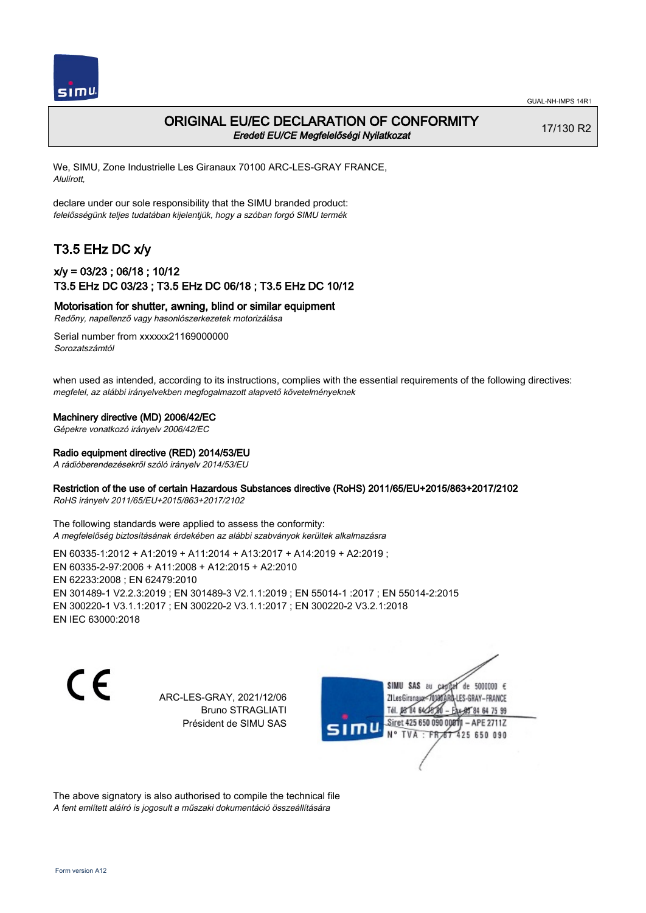# ORIGINAL EU/EC DECLARATION OF CONFORMITY
*Eredeti EU/CE Megfelelőségi Nyilatkozat*

17/130 R2

We, SIMU, Zone Industrielle Les Giranaux 70100 ARC-LES-GRAY FRANCE,
*Alulírott,*

declare under our sole responsibility that the SIMU branded product:
*felelősségünk teljes tudatában kijelentjük, hogy a szóban forgó SIMU termék*

## T3.5 EHz DC x/y

### x/y = 03/23 ; 06/18 ; 10/12
### T3.5 EHz DC 03/23 ; T3.5 EHz DC 06/18 ; T3.5 EHz DC 10/12

**Motorisation for shutter, awning, blind or similar equipment**
*Redőny, napellenző vagy hasonlószerkezetek motorizálása*

Serial number from xxxxxx21169000000
*Sorozatszámtól*

when used as intended, according to its instructions, complies with the essential requirements of the following directives:
*megfelel, az alábbi irányelvekben megfogalmazott alapvető követelményeknek*

**Machinery directive (MD) 2006/42/EC**
*Gépekre vonatkozó irányelv 2006/42/EC*

**Radio equipment directive (RED) 2014/53/EU**
*A rádióberendezésekről szóló irányelv 2014/53/EU*

**Restriction of the use of certain Hazardous Substances directive (RoHS) 2011/65/EU+2015/863+2017/2102**
*RoHS irányelv 2011/65/EU+2015/863+2017/2102*

The following standards were applied to assess the conformity:
*A megfelelőség biztosításának érdekében az alábbi szabványok kerültek alkalmazásra*

EN 60335-1:2012 + A1:2019 + A11:2014 + A13:2017 + A14:2019 + A2:2019 ;
EN 60335-2-97:2006 + A11:2008 + A12:2015 + A2:2010
EN 62233:2008 ; EN 62479:2010
EN 301489-1 V2.2.3:2019 ; EN 301489-3 V2.1.1:2019 ; EN 55014-1 :2017 ; EN 55014-2:2015
EN 300220-1 V3.1.1:2017 ; EN 300220-2 V3.1.1:2017 ; EN 300220-2 V3.2.1:2018
EN IEC 63000:2018

ARC-LES-GRAY, 2021/12/06
Bruno STRAGLIATI
Président de SIMU SAS

SIMU SAS au capital de 5000000 €
ZI Les Giranaux 70100 ARC-LES-GRAY–FRANCE
Tél. 03 84 64 75 00 – Fax 03 84 64 75 99
Siret 425 650 090 00011 – APE 2711Z
N° TVA : FR 67 425 650 090

The above signatory is also authorised to compile the technical file
*A fent említett aláíró is jogosult a műszaki dokumentáció összeállítására*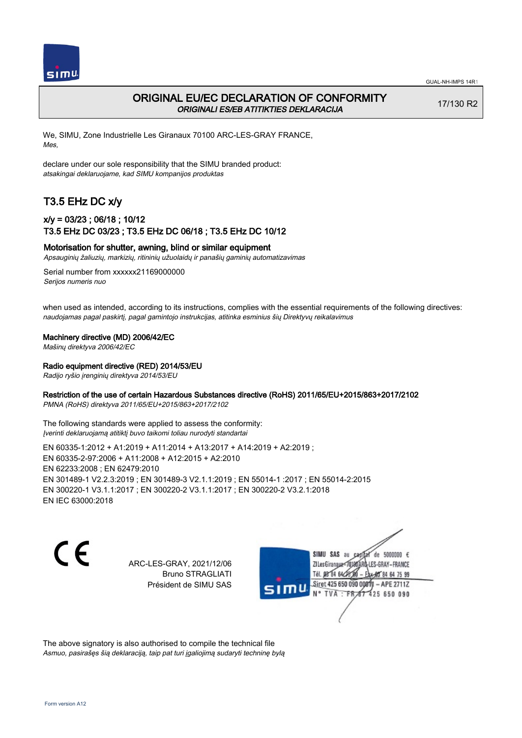# ORIGINAL EU/EC DECLARATION OF CONFORMITY
*ORIGINALI ES/EB ATITIKTIES DEKLARACIJA*

17/130 R2

We, SIMU, Zone Industrielle Les Giranaux 70100 ARC-LES-GRAY FRANCE,
*Mes,*

declare under our sole responsibility that the SIMU branded product:
*atsakingai deklaruojame, kad SIMU kompanijos produktas*

## T3.5 EHz DC x/y

### x/y = 03/23 ; 06/18 ; 10/12
### T3.5 EHz DC 03/23 ; T3.5 EHz DC 06/18 ; T3.5 EHz DC 10/12

**Motorisation for shutter, awning, blind or similar equipment**
*Apsauginių žaliuzių, markizių, ritininių užuolaidų ir panašių gaminių automatizavimas*

Serial number from xxxxxx21169000000
*Serijos numeris nuo*

when used as intended, according to its instructions, complies with the essential requirements of the following directives:
*naudojamas pagal paskirtį, pagal gamintojo instrukcijas, atitinka esminius šių Direktyvų reikalavimus*

**Machinery directive (MD) 2006/42/EC**
*Mašinų direktyva 2006/42/EC*

**Radio equipment directive (RED) 2014/53/EU**
*Radijo ryšio įrenginių direktyva 2014/53/EU*

**Restriction of the use of certain Hazardous Substances directive (RoHS) 2011/65/EU+2015/863+2017/2102**
*PMNA (RoHS) direktyva 2011/65/EU+2015/863+2017/2102*

The following standards were applied to assess the conformity:
*Įverinti deklaruojamą atitiktį buvo taikomi toliau nurodyti standartai*

EN 60335-1:2012 + A1:2019 + A11:2014 + A13:2017 + A14:2019 + A2:2019 ;
EN 60335-2-97:2006 + A11:2008 + A12:2015 + A2:2010
EN 62233:2008 ; EN 62479:2010
EN 301489-1 V2.2.3:2019 ; EN 301489-3 V2.1.1:2019 ; EN 55014-1 :2017 ; EN 55014-2:2015
EN 300220-1 V3.1.1:2017 ; EN 300220-2 V3.1.1:2017 ; EN 300220-2 V3.2.1:2018
EN IEC 63000:2018

ARC-LES-GRAY, 2021/12/06
Bruno STRAGLIATI
Président de SIMU SAS

SIMU SAS au capital de 5000000 €
ZI Les Giranaux 70100 ARC-LES-GRAY-FRANCE
Tél. 03 84 64 75 00 – Fax 03 84 64 75 99
Siret 425 650 090 00011 – APE 2711Z
N° TVA : FR 87 425 650 090

The above signatory is also authorised to compile the technical file
*Asmuo, pasirašęs šią deklaraciją, taip pat turi įgaliojimą sudaryti techninę bylą*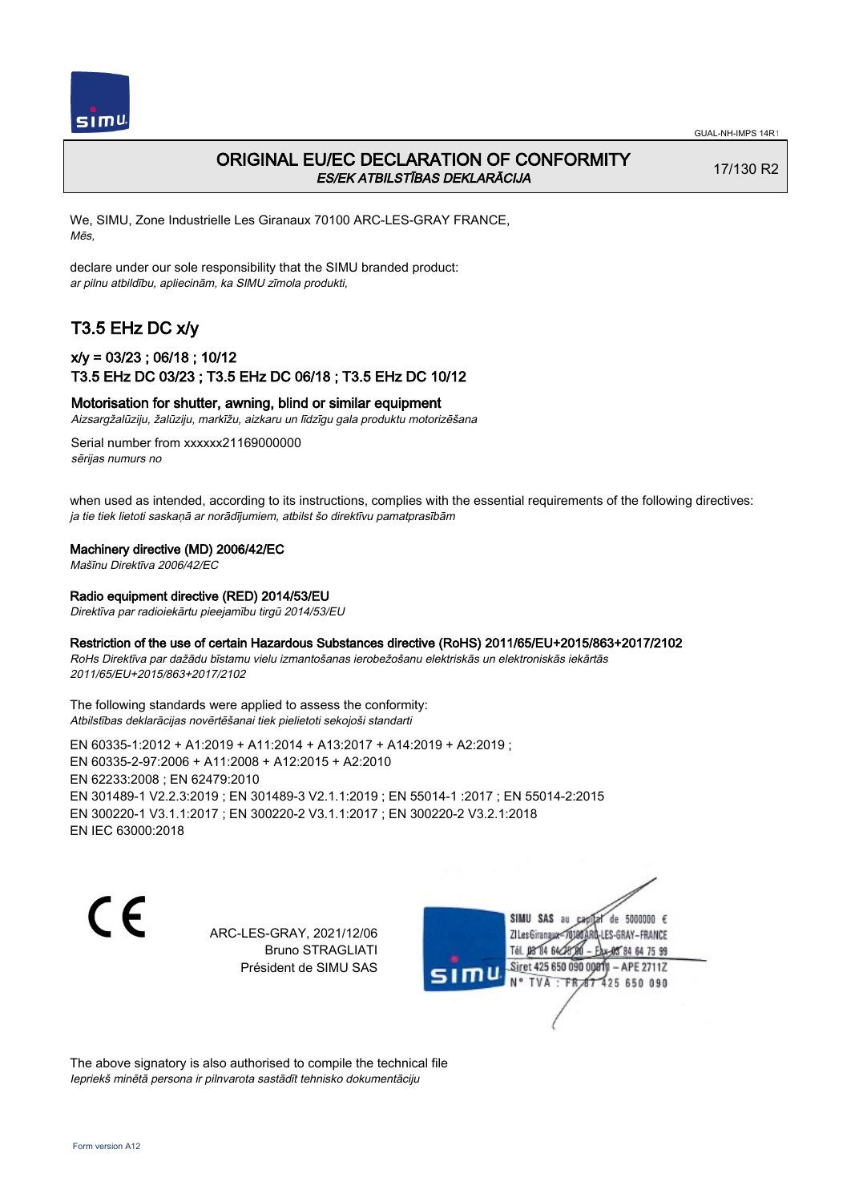GUAL-NH-IMPS 14R1

# ORIGINAL EU/EC DECLARATION OF CONFORMITY
*ES/EK ATBILSTĪBAS DEKLARĀCIJA*

17/130 R2

We, SIMU, Zone Industrielle Les Giranaux 70100 ARC-LES-GRAY FRANCE,
*Mēs,*

declare under our sole responsibility that the SIMU branded product:
*ar pilnu atbildību, apliecinām, ka SIMU zīmola produkti,*

## T3.5 EHz DC x/y

### x/y = 03/23 ; 06/18 ; 10/12
### T3.5 EHz DC 03/23 ; T3.5 EHz DC 06/18 ; T3.5 EHz DC 10/12

**Motorisation for shutter, awning, blind or similar equipment**
*Aizsargžalūziju, žalūziju, markīžu, aizkaru un līdzīgu gala produktu motorizēšana*

Serial number from xxxxxx21169000000
*sērijas numurs no*

when used as intended, according to its instructions, complies with the essential requirements of the following directives:
*ja tie tiek lietoti saskaņā ar norādījumiem, atbilst šo direktīvu pamatprasībām*

**Machinery directive (MD) 2006/42/EC**
*Mašīnu Direktīva 2006/42/EC*

**Radio equipment directive (RED) 2014/53/EU**
*Direktīva par radioiekārtu pieejamību tirgū 2014/53/EU*

**Restriction of the use of certain Hazardous Substances directive (RoHS) 2011/65/EU+2015/863+2017/2102**
*RoHs Direktīva par dažādu bīstamu vielu izmantošanas ierobežošanu elektriskās un elektroniskās iekārtās 2011/65/EU+2015/863+2017/2102*

The following standards were applied to assess the conformity:
*Atbilstības deklarācijas novērtēšanai tiek pielietoti sekojoši standarti*

EN 60335-1:2012 + A1:2019 + A11:2014 + A13:2017 + A14:2019 + A2:2019 ;
EN 60335-2-97:2006 + A11:2008 + A12:2015 + A2:2010
EN 62233:2008 ; EN 62479:2010
EN 301489-1 V2.2.3:2019 ; EN 301489-3 V2.1.1:2019 ; EN 55014-1 :2017 ; EN 55014-2:2015
EN 300220-1 V3.1.1:2017 ; EN 300220-2 V3.1.1:2017 ; EN 300220-2 V3.2.1:2018
EN IEC 63000:2018

CE

ARC-LES-GRAY, 2021/12/06
Bruno STRAGLIATI
Président de SIMU SAS

SIMU SAS au capital de 5000000 €
ZI Les Giranaux 70100 ARC-LES-GRAY-FRANCE
Tél. 03 84 64 75 00 – Fax 03 84 64 75 99
Siret 425 650 090 00011 – APE 2711Z
N° TVA : FR 87 425 650 090

The above signatory is also authorised to compile the technical file
*Iepriekš minētā persona ir pilnvarota sastādīt tehnisko dokumentāciju*

Form version A12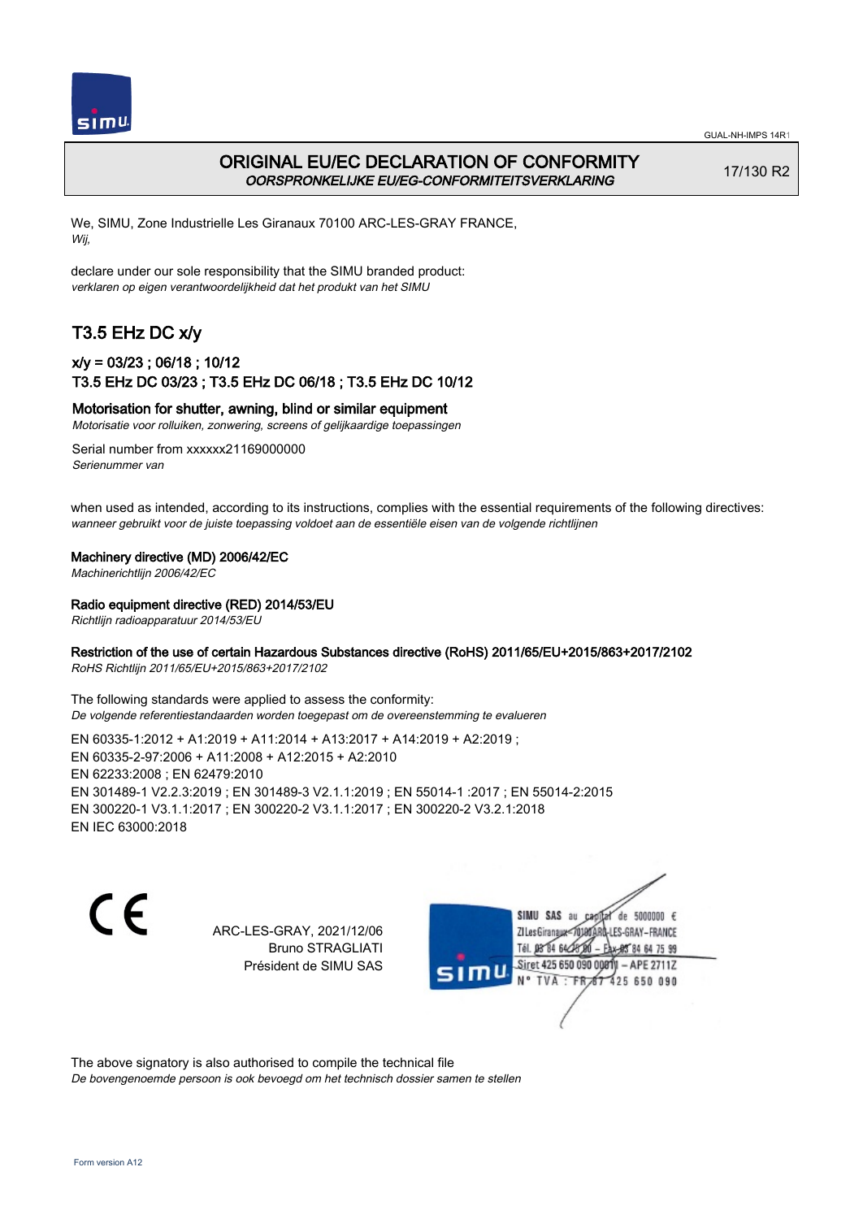# ORIGINAL EU/EC DECLARATION OF CONFORMITY
*OORSPRONKELIJKE EU/EG-CONFORMITEITSVERKLARING*

17/130 R2

We, SIMU, Zone Industrielle Les Giranaux 70100 ARC-LES-GRAY FRANCE,
*Wij,*

declare under our sole responsibility that the SIMU branded product:
*verklaren op eigen verantwoordelijkheid dat het produkt van het SIMU*

## T3.5 EHz DC x/y

### x/y = 03/23 ; 06/18 ; 10/12
### T3.5 EHz DC 03/23 ; T3.5 EHz DC 06/18 ; T3.5 EHz DC 10/12

**Motorisation for shutter, awning, blind or similar equipment**
*Motorisatie voor rolluiken, zonwering, screens of gelijkaardige toepassingen*

Serial number from xxxxxx21169000000
*Serienummer van*

when used as intended, according to its instructions, complies with the essential requirements of the following directives:
*wanneer gebruikt voor de juiste toepassing voldoet aan de essentiële eisen van de volgende richtlijnen*

**Machinery directive (MD) 2006/42/EC**
*Machinerichtlijn 2006/42/EC*

**Radio equipment directive (RED) 2014/53/EU**
*Richtlijn radioapparatuur 2014/53/EU*

**Restriction of the use of certain Hazardous Substances directive (RoHS) 2011/65/EU+2015/863+2017/2102**
*RoHS Richtlijn 2011/65/EU+2015/863+2017/2102*

The following standards were applied to assess the conformity:
*De volgende referentiestandaarden worden toegepast om de overeenstemming te evalueren*

EN 60335-1:2012 + A1:2019 + A11:2014 + A13:2017 + A14:2019 + A2:2019 ;
EN 60335-2-97:2006 + A11:2008 + A12:2015 + A2:2010
EN 62233:2008 ; EN 62479:2010
EN 301489-1 V2.2.3:2019 ; EN 301489-3 V2.1.1:2019 ; EN 55014-1 :2017 ; EN 55014-2:2015
EN 300220-1 V3.1.1:2017 ; EN 300220-2 V3.1.1:2017 ; EN 300220-2 V3.2.1:2018
EN IEC 63000:2018

ARC-LES-GRAY, 2021/12/06
Bruno STRAGLIATI
Président de SIMU SAS

SIMU SAS au capital de 5000000 €
ZI Les Giranaux 70100 ARC-LES-GRAY – FRANCE
Tél. 03 84 64 75 00 – Fax 03 84 64 75 99
Siret 425 650 090 00011 – APE 2711Z
N° TVA : FR 67 425 650 090

The above signatory is also authorised to compile the technical file
*De bovengenoemde persoon is ook bevoegd om het technisch dossier samen te stellen*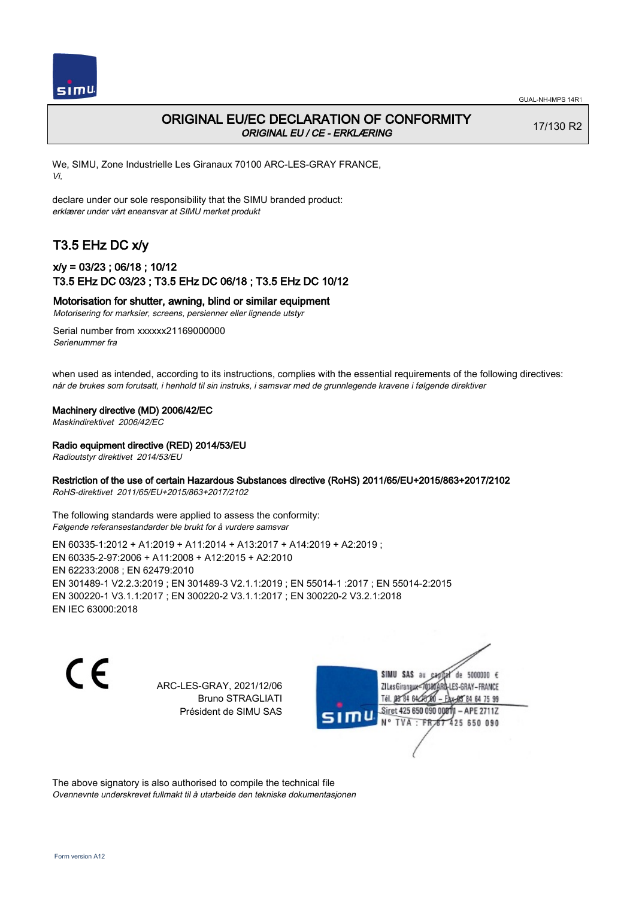# ORIGINAL EU/EC DECLARATION OF CONFORMITY

*ORIGINAL EU / CE - ERKLÆRING*

17/130 R2

We, SIMU, Zone Industrielle Les Giranaux 70100 ARC-LES-GRAY FRANCE,
*Vi,*

declare under our sole responsibility that the SIMU branded product:
*erklærer under vårt eneansvar at SIMU merket produkt*

## T3.5 EHz DC x/y

### x/y = 03/23 ; 06/18 ; 10/12
### T3.5 EHz DC 03/23 ; T3.5 EHz DC 06/18 ; T3.5 EHz DC 10/12

**Motorisation for shutter, awning, blind or similar equipment**
*Motorisering for marksier, screens, persienner eller lignende utstyr*

Serial number from xxxxxx21169000000
*Serienummer fra*

when used as intended, according to its instructions, complies with the essential requirements of the following directives:
*når de brukes som forutsatt, i henhold til sin instruks, i samsvar med de grunnlegende kravene i følgende direktiver*

**Machinery directive (MD) 2006/42/EC**
*Maskindirektivet 2006/42/EC*

**Radio equipment directive (RED) 2014/53/EU**
*Radioutstyr direktivet 2014/53/EU*

**Restriction of the use of certain Hazardous Substances directive (RoHS) 2011/65/EU+2015/863+2017/2102**
*RoHS-direktivet 2011/65/EU+2015/863+2017/2102*

The following standards were applied to assess the conformity:
*Følgende referansestandarder ble brukt for å vurdere samsvar*

EN 60335-1:2012 + A1:2019 + A11:2014 + A13:2017 + A14:2019 + A2:2019 ;
EN 60335-2-97:2006 + A11:2008 + A12:2015 + A2:2010
EN 62233:2008 ; EN 62479:2010
EN 301489-1 V2.2.3:2019 ; EN 301489-3 V2.1.1:2019 ; EN 55014-1 :2017 ; EN 55014-2:2015
EN 300220-1 V3.1.1:2017 ; EN 300220-2 V3.1.1:2017 ; EN 300220-2 V3.2.1:2018
EN IEC 63000:2018

ARC-LES-GRAY, 2021/12/06
Bruno STRAGLIATI
Président de SIMU SAS

SIMU SAS au capital de 5000000 €
ZI Les Giranaux 70100 ARC-LES-GRAY–FRANCE
Tél. 03 84 64 75 00 – Fax 03 84 64 75 99
Siret 425 650 090 00011 – APE 2711Z
N° TVA : FR 67 425 650 090

The above signatory is also authorised to compile the technical file
*Ovennevnte underskrevet fullmakt til å utarbeide den tekniske dokumentasjonen*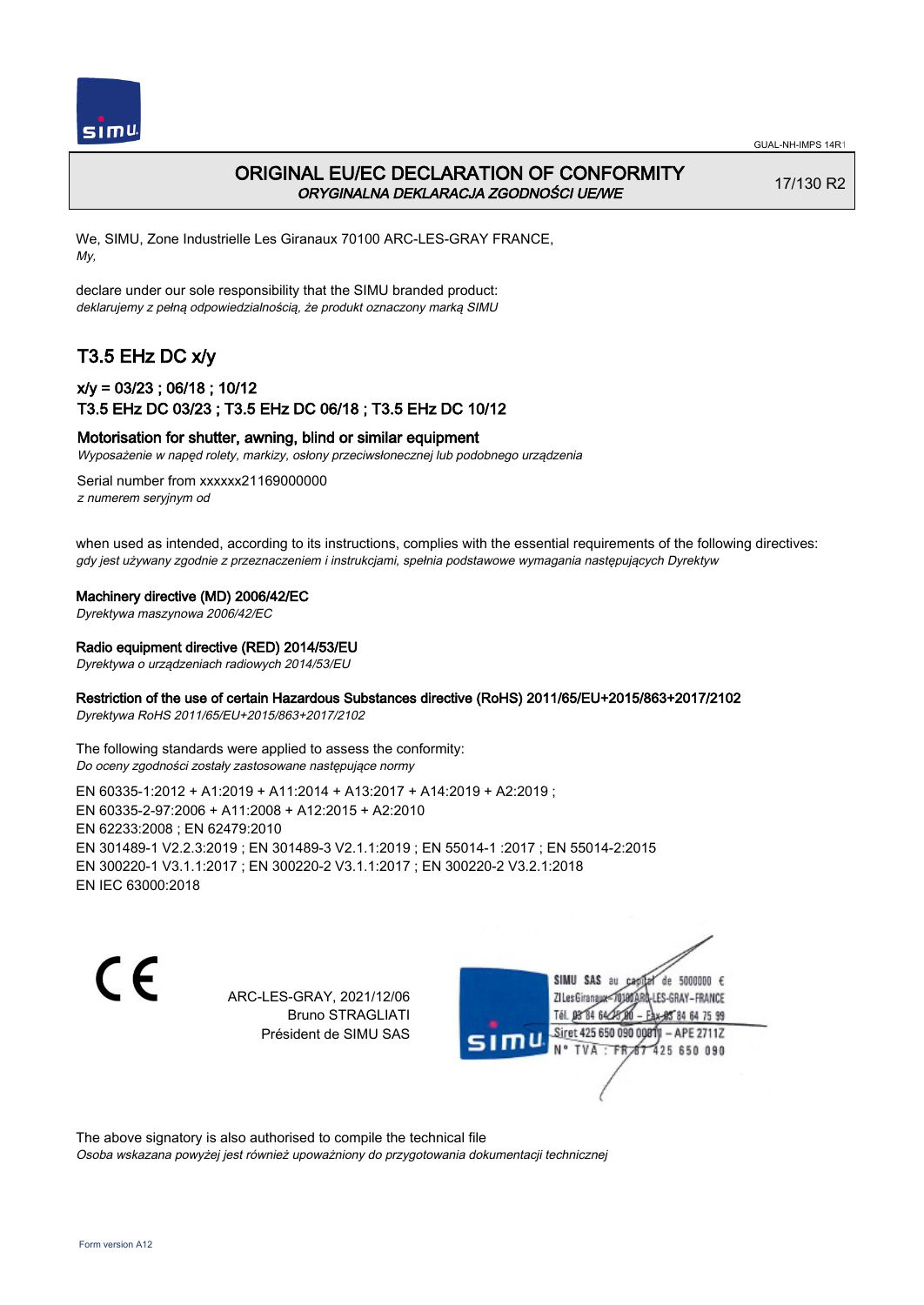GUAL-NH-IMPS 14R1

# ORIGINAL EU/EC DECLARATION OF CONFORMITY
*ORYGINALNA DEKLARACJA ZGODNOŚCI UE/WE*

17/130 R2

We, SIMU, Zone Industrielle Les Giranaux 70100 ARC-LES-GRAY FRANCE,
*My,*

declare under our sole responsibility that the SIMU branded product:
*deklarujemy z pełną odpowiedzialnością, że produkt oznaczony marką SIMU*

## T3.5 EHz DC x/y

### x/y = 03/23 ; 06/18 ; 10/12
### T3.5 EHz DC 03/23 ; T3.5 EHz DC 06/18 ; T3.5 EHz DC 10/12

**Motorisation for shutter, awning, blind or similar equipment**
*Wyposażenie w napęd rolety, markizy, osłony przeciwsłonecznej lub podobnego urządzenia*

Serial number from xxxxxx21169000000
*z numerem seryjnym od*

when used as intended, according to its instructions, complies with the essential requirements of the following directives:
*gdy jest używany zgodnie z przeznaczeniem i instrukcjami, spełnia podstawowe wymagania następujących Dyrektyw*

**Machinery directive (MD) 2006/42/EC**
*Dyrektywa maszynowa 2006/42/EC*

**Radio equipment directive (RED) 2014/53/EU**
*Dyrektywa o urządzeniach radiowych 2014/53/EU*

**Restriction of the use of certain Hazardous Substances directive (RoHS) 2011/65/EU+2015/863+2017/2102**
*Dyrektywa RoHS 2011/65/EU+2015/863+2017/2102*

The following standards were applied to assess the conformity:
*Do oceny zgodności zostały zastosowane następujące normy*

EN 60335-1:2012 + A1:2019 + A11:2014 + A13:2017 + A14:2019 + A2:2019 ;
EN 60335-2-97:2006 + A11:2008 + A12:2015 + A2:2010
EN 62233:2008 ; EN 62479:2010
EN 301489-1 V2.2.3:2019 ; EN 301489-3 V2.1.1:2019 ; EN 55014-1 :2017 ; EN 55014-2:2015
EN 300220-1 V3.1.1:2017 ; EN 300220-2 V3.1.1:2017 ; EN 300220-2 V3.2.1:2018
EN IEC 63000:2018

CE

ARC-LES-GRAY, 2021/12/06
Bruno STRAGLIATI
Président de SIMU SAS

SIMU SAS au capital de 5000000 €
ZI Les Giranaux 70100 ARC-LES-GRAY-FRANCE
Tél. 03 84 64 75 00 – Fax 03 84 64 75 99
Siret 425 650 090 00011 – APE 2711Z
N° TVA : FR 67 425 650 090

The above signatory is also authorised to compile the technical file
*Osoba wskazana powyżej jest również upoważniony do przygotowania dokumentacji technicznej*

Form version A12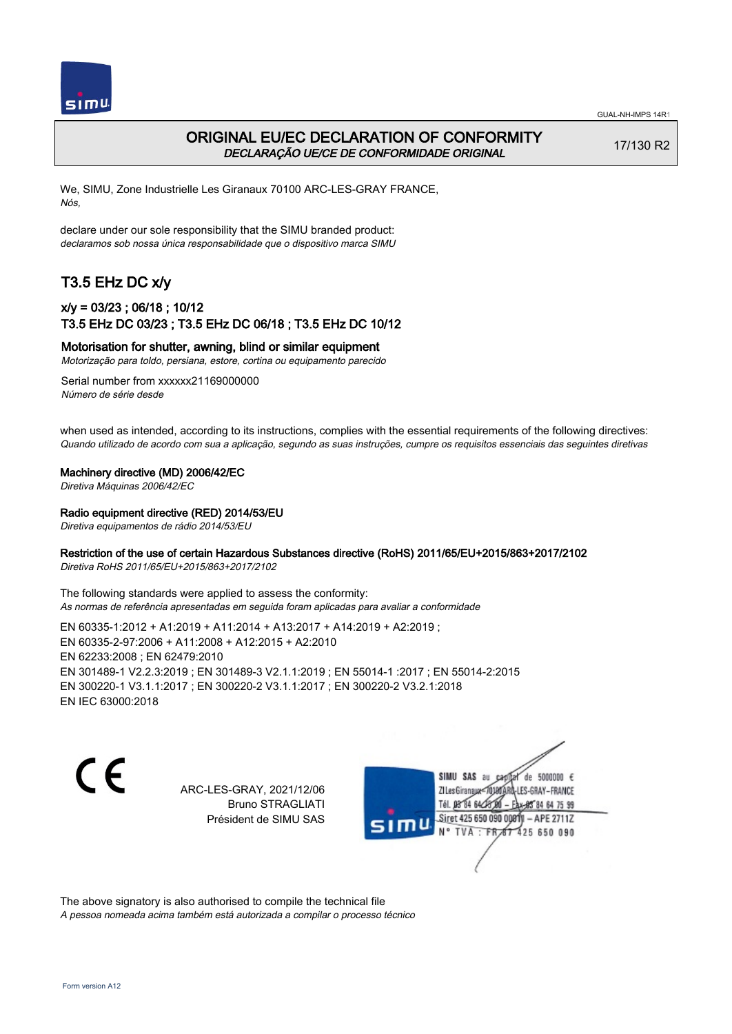# ORIGINAL EU/EC DECLARATION OF CONFORMITY

*DECLARAÇÃO UE/CE DE CONFORMIDADE ORIGINAL*

17/130 R2

We, SIMU, Zone Industrielle Les Giranaux 70100 ARC-LES-GRAY FRANCE,
*Nós,*

declare under our sole responsibility that the SIMU branded product:
*declaramos sob nossa única responsabilidade que o dispositivo marca SIMU*

## T3.5 EHz DC x/y

### x/y = 03/23 ; 06/18 ; 10/12
### T3.5 EHz DC 03/23 ; T3.5 EHz DC 06/18 ; T3.5 EHz DC 10/12

**Motorisation for shutter, awning, blind or similar equipment**
*Motorização para toldo, persiana, estore, cortina ou equipamento parecido*

Serial number from xxxxxx21169000000
*Número de série desde*

when used as intended, according to its instructions, complies with the essential requirements of the following directives:
*Quando utilizado de acordo com sua a aplicação, segundo as suas instruções, cumpre os requisitos essenciais das seguintes diretivas*

**Machinery directive (MD) 2006/42/EC**
*Diretiva Máquinas 2006/42/EC*

**Radio equipment directive (RED) 2014/53/EU**
*Diretiva equipamentos de rádio 2014/53/EU*

**Restriction of the use of certain Hazardous Substances directive (RoHS) 2011/65/EU+2015/863+2017/2102**
*Diretiva RoHS 2011/65/EU+2015/863+2017/2102*

The following standards were applied to assess the conformity:
*As normas de referência apresentadas em seguida foram aplicadas para avaliar a conformidade*

EN 60335-1:2012 + A1:2019 + A11:2014 + A13:2017 + A14:2019 + A2:2019 ;
EN 60335-2-97:2006 + A11:2008 + A12:2015 + A2:2010
EN 62233:2008 ; EN 62479:2010
EN 301489-1 V2.2.3:2019 ; EN 301489-3 V2.1.1:2019 ; EN 55014-1 :2017 ; EN 55014-2:2015
EN 300220-1 V3.1.1:2017 ; EN 300220-2 V3.1.1:2017 ; EN 300220-2 V3.2.1:2018
EN IEC 63000:2018

CE

ARC-LES-GRAY, 2021/12/06
Bruno STRAGLIATI
Président de SIMU SAS

SIMU SAS au capital de 5000000 €
ZI Les Giranaux 70100 ARC-LES-GRAY–FRANCE
Tél. 03 84 64 75 00 – Fax 03 84 64 75 99
Siret 425 650 090 00011 – APE 2711Z
N° TVA : FR 87 425 650 090

The above signatory is also authorised to compile the technical file
*A pessoa nomeada acima também está autorizada a compilar o processo técnico*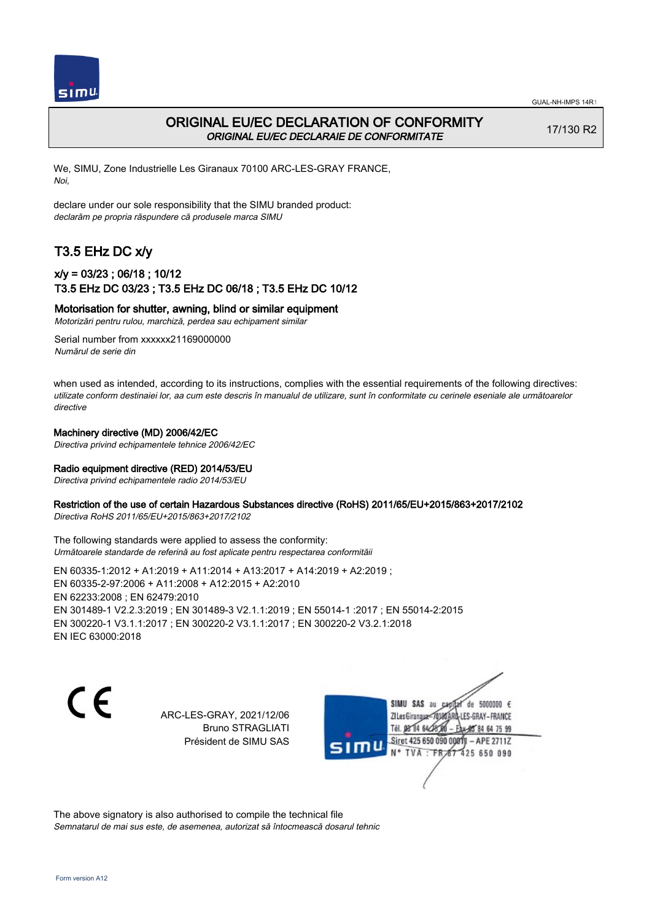# ORIGINAL EU/EC DECLARATION OF CONFORMITY
*ORIGINAL EU/EC DECLARAIE DE CONFORMITATE*

17/130 R2

We, SIMU, Zone Industrielle Les Giranaux 70100 ARC-LES-GRAY FRANCE,
*Noi,*

declare under our sole responsibility that the SIMU branded product:
*declarăm pe propria răspundere că produsele marca SIMU*

## T3.5 EHz DC x/y

### x/y = 03/23 ; 06/18 ; 10/12
### T3.5 EHz DC 03/23 ; T3.5 EHz DC 06/18 ; T3.5 EHz DC 10/12

### Motorisation for shutter, awning, blind or similar equipment
*Motorizări pentru rulou, marchiză, perdea sau echipament similar*

Serial number from xxxxxx21169000000
*Numărul de serie din*

when used as intended, according to its instructions, complies with the essential requirements of the following directives:
*utilizate conform destinaiei lor, aa cum este descris în manualul de utilizare, sunt în conformitate cu cerinele eseniale ale următoarelor directive*

**Machinery directive (MD) 2006/42/EC**
*Directiva privind echipamentele tehnice 2006/42/EC*

**Radio equipment directive (RED) 2014/53/EU**
*Directiva privind echipamentele radio 2014/53/EU*

**Restriction of the use of certain Hazardous Substances directive (RoHS) 2011/65/EU+2015/863+2017/2102**
*Directiva RoHS 2011/65/EU+2015/863+2017/2102*

The following standards were applied to assess the conformity:
*Următoarele standarde de referină au fost aplicate pentru respectarea conformităii*

EN 60335-1:2012 + A1:2019 + A11:2014 + A13:2017 + A14:2019 + A2:2019 ;
EN 60335-2-97:2006 + A11:2008 + A12:2015 + A2:2010
EN 62233:2008 ; EN 62479:2010
EN 301489-1 V2.2.3:2019 ; EN 301489-3 V2.1.1:2019 ; EN 55014-1 :2017 ; EN 55014-2:2015
EN 300220-1 V3.1.1:2017 ; EN 300220-2 V3.1.1:2017 ; EN 300220-2 V3.2.1:2018
EN IEC 63000:2018

ARC-LES-GRAY, 2021/12/06
Bruno STRAGLIATI
Président de SIMU SAS

SIMU SAS au capital de 5000000 €
ZI Les Giranaux 70100 ARC-LES-GRAY-FRANCE
Tél. 03 84 64 75 00 – Fax 03 84 64 75 99
Siret 425 650 090 00011 – APE 2711Z
N° TVA : FR 67 425 650 090

The above signatory is also authorised to compile the technical file
*Semnatarul de mai sus este, de asemenea, autorizat să întocmească dosarul tehnic*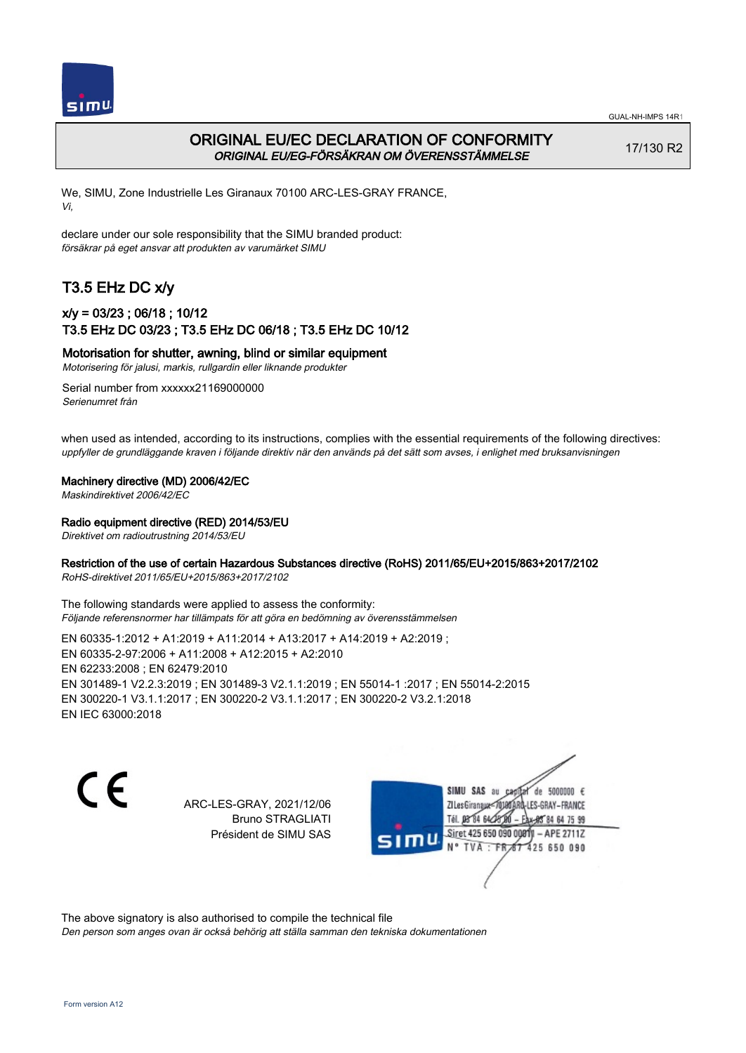GUAL-NH-IMPS 14R1

# ORIGINAL EU/EC DECLARATION OF CONFORMITY
## *ORIGINAL EU/EG-FÖRSÄKRAN OM ÖVERENSSTÄMMELSE*

17/130 R2

We, SIMU, Zone Industrielle Les Giranaux 70100 ARC-LES-GRAY FRANCE,
*Vi,*

declare under our sole responsibility that the SIMU branded product:
*försäkrar på eget ansvar att produkten av varumärket SIMU*

## T3.5 EHz DC x/y

### x/y = 03/23 ; 06/18 ; 10/12
### T3.5 EHz DC 03/23 ; T3.5 EHz DC 06/18 ; T3.5 EHz DC 10/12

**Motorisation for shutter, awning, blind or similar equipment**
*Motorisering för jalusi, markis, rullgardin eller liknande produkter*

Serial number from xxxxxx21169000000
*Serienumret från*

when used as intended, according to its instructions, complies with the essential requirements of the following directives:
*uppfyller de grundläggande kraven i följande direktiv när den används på det sätt som avses, i enlighet med bruksanvisningen*

**Machinery directive (MD) 2006/42/EC**
*Maskindirektivet 2006/42/EC*

**Radio equipment directive (RED) 2014/53/EU**
*Direktivet om radioutrustning 2014/53/EU*

**Restriction of the use of certain Hazardous Substances directive (RoHS) 2011/65/EU+2015/863+2017/2102**
*RoHS-direktivet 2011/65/EU+2015/863+2017/2102*

The following standards were applied to assess the conformity:
*Följande referensnormer har tillämpats för att göra en bedömning av överensstämmelsen*

EN 60335-1:2012 + A1:2019 + A11:2014 + A13:2017 + A14:2019 + A2:2019 ;
EN 60335-2-97:2006 + A11:2008 + A12:2015 + A2:2010
EN 62233:2008 ; EN 62479:2010
EN 301489-1 V2.2.3:2019 ; EN 301489-3 V2.1.1:2019 ; EN 55014-1 :2017 ; EN 55014-2:2015
EN 300220-1 V3.1.1:2017 ; EN 300220-2 V3.1.1:2017 ; EN 300220-2 V3.2.1:2018
EN IEC 63000:2018

CE

ARC-LES-GRAY, 2021/12/06
Bruno STRAGLIATI
Président de SIMU SAS

SIMU SAS au capital de 5000000 €
ZI Les Giranaux 70100 ARC-LES-GRAY-FRANCE
Tél. 03 84 64 75 00 – Fax 03 84 64 75 99
Siret 425 650 090 00011 – APE 2711Z
N° TVA : FR 67 425 650 090

The above signatory is also authorised to compile the technical file
*Den person som anges ovan är också behörig att ställa samman den tekniska dokumentationen*

Form version A12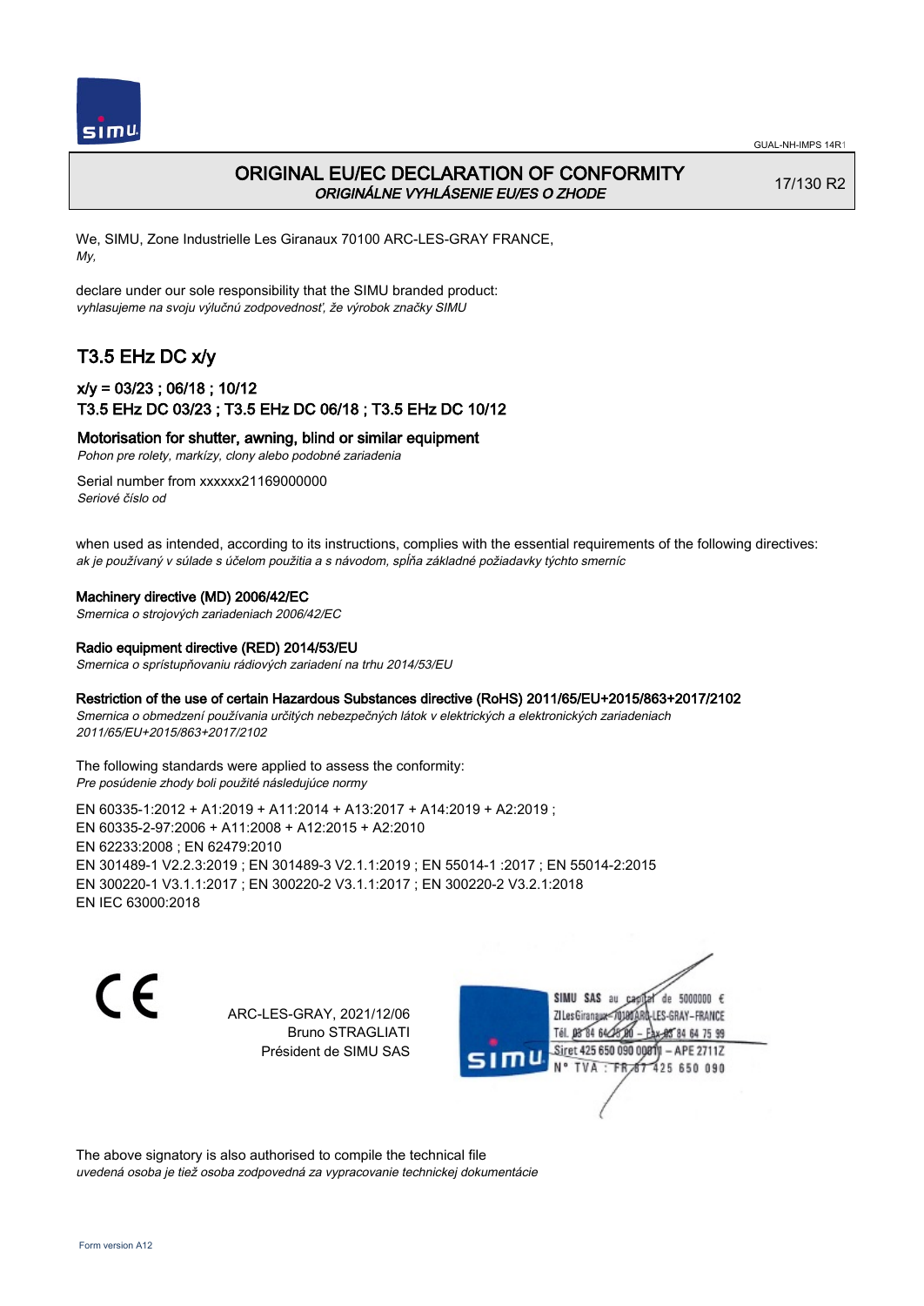GUAL-NH-IMPS 14R1

# ORIGINAL EU/EC DECLARATION OF CONFORMITY

*ORIGINÁLNE VYHLÁSENIE EU/ES O ZHODE*

17/130 R2

We, SIMU, Zone Industrielle Les Giranaux 70100 ARC-LES-GRAY FRANCE,
*My,*

declare under our sole responsibility that the SIMU branded product:
*vyhlasujeme na svoju výlučnú zodpovednosť, že výrobok značky SIMU*

## T3.5 EHz DC x/y

### x/y = 03/23 ; 06/18 ; 10/12
### T3.5 EHz DC 03/23 ; T3.5 EHz DC 06/18 ; T3.5 EHz DC 10/12

**Motorisation for shutter, awning, blind or similar equipment**
*Pohon pre rolety, markízy, clony alebo podobné zariadenia*

Serial number from xxxxxx21169000000
*Seriové číslo od*

when used as intended, according to its instructions, complies with the essential requirements of the following directives:
*ak je používaný v súlade s účelom použitia a s návodom, spĺňa základné požiadavky týchto smerníc*

**Machinery directive (MD) 2006/42/EC**
*Smernica o strojových zariadeniach 2006/42/EC*

**Radio equipment directive (RED) 2014/53/EU**
*Smernica o sprístupňovaniu rádiových zariadení na trhu 2014/53/EU*

**Restriction of the use of certain Hazardous Substances directive (RoHS) 2011/65/EU+2015/863+2017/2102**
*Smernica o obmedzení používania určitých nebezpečných látok v elektrických a elektronických zariadeniach 2011/65/EU+2015/863+2017/2102*

The following standards were applied to assess the conformity:
*Pre posúdenie zhody boli použité následujúce normy*

EN 60335-1:2012 + A1:2019 + A11:2014 + A13:2017 + A14:2019 + A2:2019 ;
EN 60335-2-97:2006 + A11:2008 + A12:2015 + A2:2010
EN 62233:2008 ; EN 62479:2010
EN 301489-1 V2.2.3:2019 ; EN 301489-3 V2.1.1:2019 ; EN 55014-1 :2017 ; EN 55014-2:2015
EN 300220-1 V3.1.1:2017 ; EN 300220-2 V3.1.1:2017 ; EN 300220-2 V3.2.1:2018
EN IEC 63000:2018

ARC-LES-GRAY, 2021/12/06
Bruno STRAGLIATI
Président de SIMU SAS

SIMU SAS au capital de 5000000 €
ZI Les Giranaux 70100 ARC-LES-GRAY-FRANCE
Tél. 03 84 64 78 00 – Fax 03 84 64 75 99
Siret 425 650 090 00011 – APE 2711Z
N° TVA : FR 87 425 650 090

The above signatory is also authorised to compile the technical file
*uvedená osoba je tiež osoba zodpovedná za vypracovanie technickej dokumentácie*

Form version A12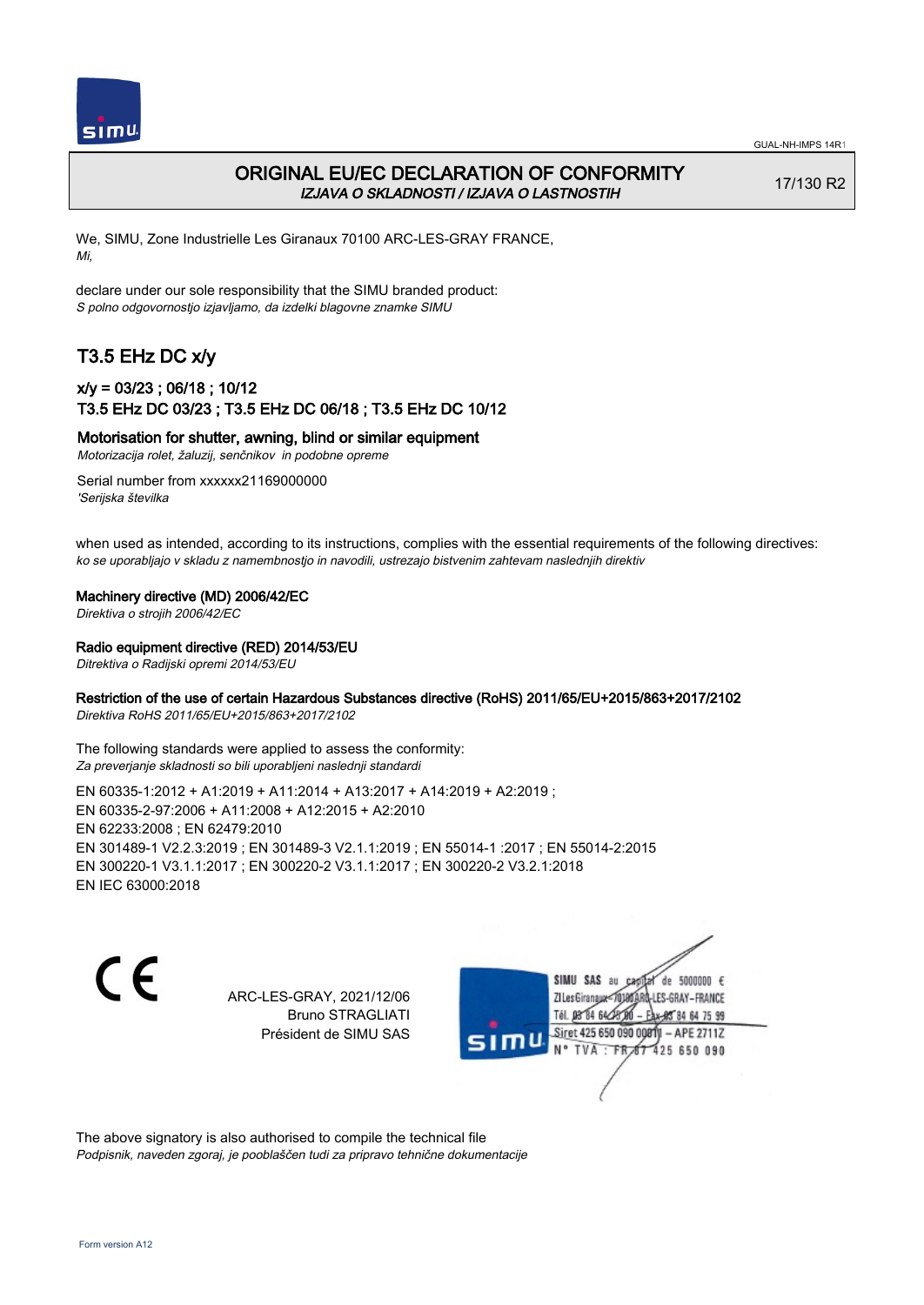# ORIGINAL EU/EC DECLARATION OF CONFORMITY

*IZJAVA O SKLADNOSTI / IZJAVA O LASTNOSTIH*

17/130 R2

We, SIMU, Zone Industrielle Les Giranaux 70100 ARC-LES-GRAY FRANCE,
*Mi,*

declare under our sole responsibility that the SIMU branded product:
*S polno odgovornostjo izjavljamo, da izdelki blagovne znamke SIMU*

## T3.5 EHz DC x/y

### x/y = 03/23 ; 06/18 ; 10/12
### T3.5 EHz DC 03/23 ; T3.5 EHz DC 06/18 ; T3.5 EHz DC 10/12

**Motorisation for shutter, awning, blind or similar equipment**
*Motorizacija rolet, žaluzij, senčnikov in podobne opreme*

Serial number from xxxxxx21169000000
*'Serijska številka*

when used as intended, according to its instructions, complies with the essential requirements of the following directives:
*ko se uporabljajo v skladu z namembnostjo in navodili, ustrezajo bistvenim zahtevam naslednjih direktiv*

**Machinery directive (MD) 2006/42/EC**
*Direktiva o strojih 2006/42/EC*

**Radio equipment directive (RED) 2014/53/EU**
*Ditrektiva o Radijski opremi 2014/53/EU*

**Restriction of the use of certain Hazardous Substances directive (RoHS) 2011/65/EU+2015/863+2017/2102**
*Direktiva RoHS 2011/65/EU+2015/863+2017/2102*

The following standards were applied to assess the conformity:
*Za preverjanje skladnosti so bili uporabljeni naslednji standardi*

EN 60335-1:2012 + A1:2019 + A11:2014 + A13:2017 + A14:2019 + A2:2019 ;
EN 60335-2-97:2006 + A11:2008 + A12:2015 + A2:2010
EN 62233:2008 ; EN 62479:2010
EN 301489-1 V2.2.3:2019 ; EN 301489-3 V2.1.1:2019 ; EN 55014-1 :2017 ; EN 55014-2:2015
EN 300220-1 V3.1.1:2017 ; EN 300220-2 V3.1.1:2017 ; EN 300220-2 V3.2.1:2018
EN IEC 63000:2018

CE

ARC-LES-GRAY, 2021/12/06
Bruno STRAGLIATI
Président de SIMU SAS

SIMU SAS au capital de 5000000 €
ZI Les Giranaux 70100 ARC-LES-GRAY-FRANCE
Tél. 03 84 64 75 00 – Fax 03 84 64 75 99
Siret 425 650 090 00011 – APE 2711Z
N° TVA : FR 67 425 650 090

The above signatory is also authorised to compile the technical file
*Podpisnik, naveden zgoraj, je pooblaščen tudi za pripravo tehnične dokumentacije*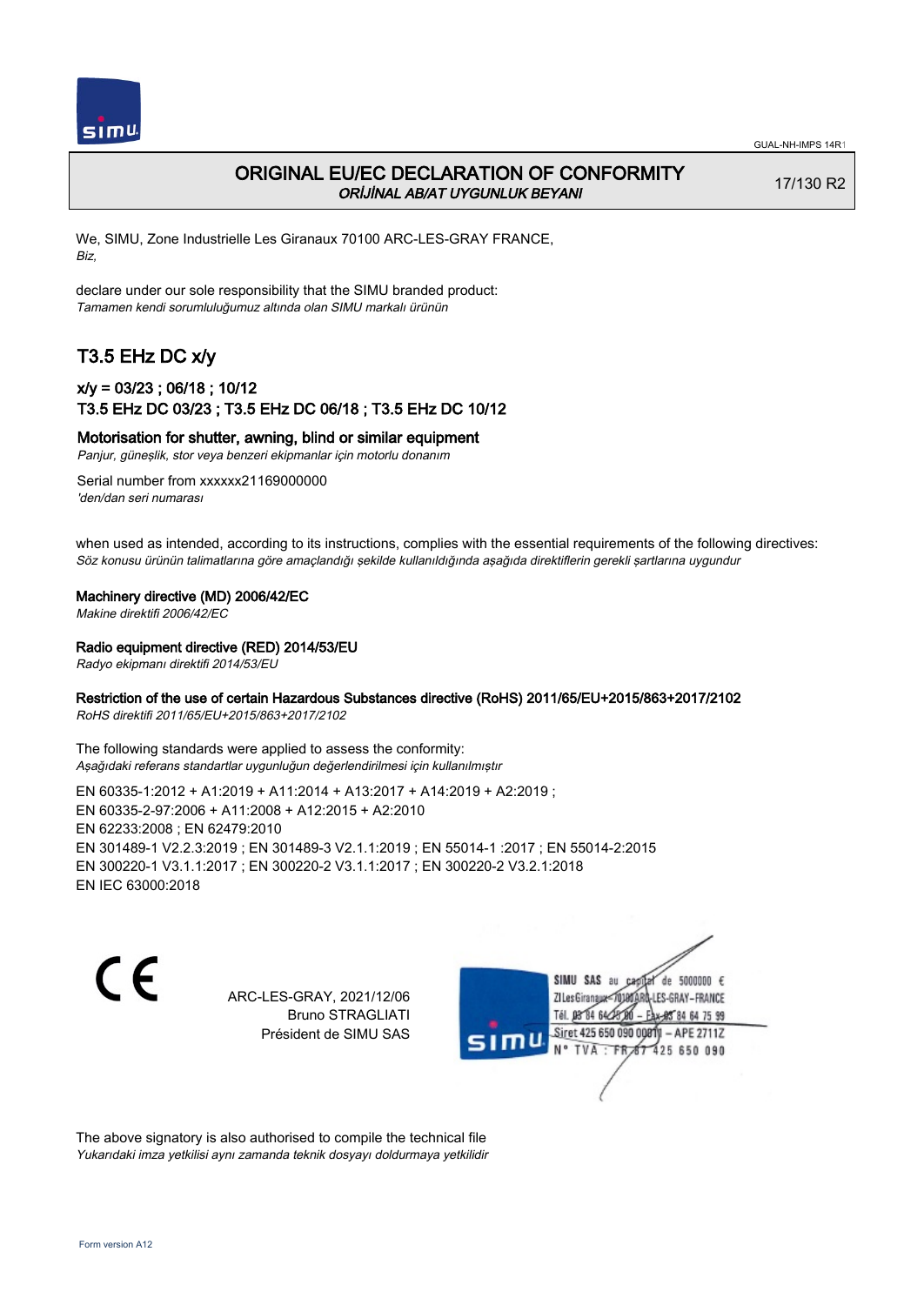# ORIGINAL EU/EC DECLARATION OF CONFORMITY

*ORİJİNAL AB/AT UYGUNLUK BEYANI*

17/130 R2

We, SIMU, Zone Industrielle Les Giranaux 70100 ARC-LES-GRAY FRANCE,
*Biz,*

declare under our sole responsibility that the SIMU branded product:
*Tamamen kendi sorumluluğumuz altında olan SIMU markalı ürünün*

## T3.5 EHz DC x/y

### x/y = 03/23 ; 06/18 ; 10/12
### T3.5 EHz DC 03/23 ; T3.5 EHz DC 06/18 ; T3.5 EHz DC 10/12

### Motorisation for shutter, awning, blind or similar equipment

*Panjur, güneşlik, stor veya benzeri ekipmanlar için motorlu donanım*

Serial number from xxxxxx21169000000
*'den/dan seri numarası*

when used as intended, according to its instructions, complies with the essential requirements of the following directives:
*Söz konusu ürünün talimatlarına göre amaçlandığı şekilde kullanıldığında aşağıda direktiflerin gerekli şartlarına uygundur*

**Machinery directive (MD) 2006/42/EC**
*Makine direktifi 2006/42/EC*

**Radio equipment directive (RED) 2014/53/EU**
*Radyo ekipmanı direktifi 2014/53/EU*

**Restriction of the use of certain Hazardous Substances directive (RoHS) 2011/65/EU+2015/863+2017/2102**
*RoHS direktifi 2011/65/EU+2015/863+2017/2102*

The following standards were applied to assess the conformity:
*Aşağıdaki referans standartlar uygunluğun değerlendirilmesi için kullanılmıştır*

EN 60335-1:2012 + A1:2019 + A11:2014 + A13:2017 + A14:2019 + A2:2019 ;
EN 60335-2-97:2006 + A11:2008 + A12:2015 + A2:2010
EN 62233:2008 ; EN 62479:2010
EN 301489-1 V2.2.3:2019 ; EN 301489-3 V2.1.1:2019 ; EN 55014-1 :2017 ; EN 55014-2:2015
EN 300220-1 V3.1.1:2017 ; EN 300220-2 V3.1.1:2017 ; EN 300220-2 V3.2.1:2018
EN IEC 63000:2018

CE

ARC-LES-GRAY, 2021/12/06
Bruno STRAGLIATI
Président de SIMU SAS

SIMU SAS au capital de 5000000 €
ZI Les Giranaux 70100 ARC-LES-GRAY-FRANCE
Tél. 03 84 64 75 00 – Fax 03 84 64 75 99
Siret 425 650 090 00011 – APE 2711Z
N° TVA : FR 67 425 650 090

The above signatory is also authorised to compile the technical file
*Yukarıdaki imza yetkilisi aynı zamanda teknik dosyayı doldurmaya yetkilidir*